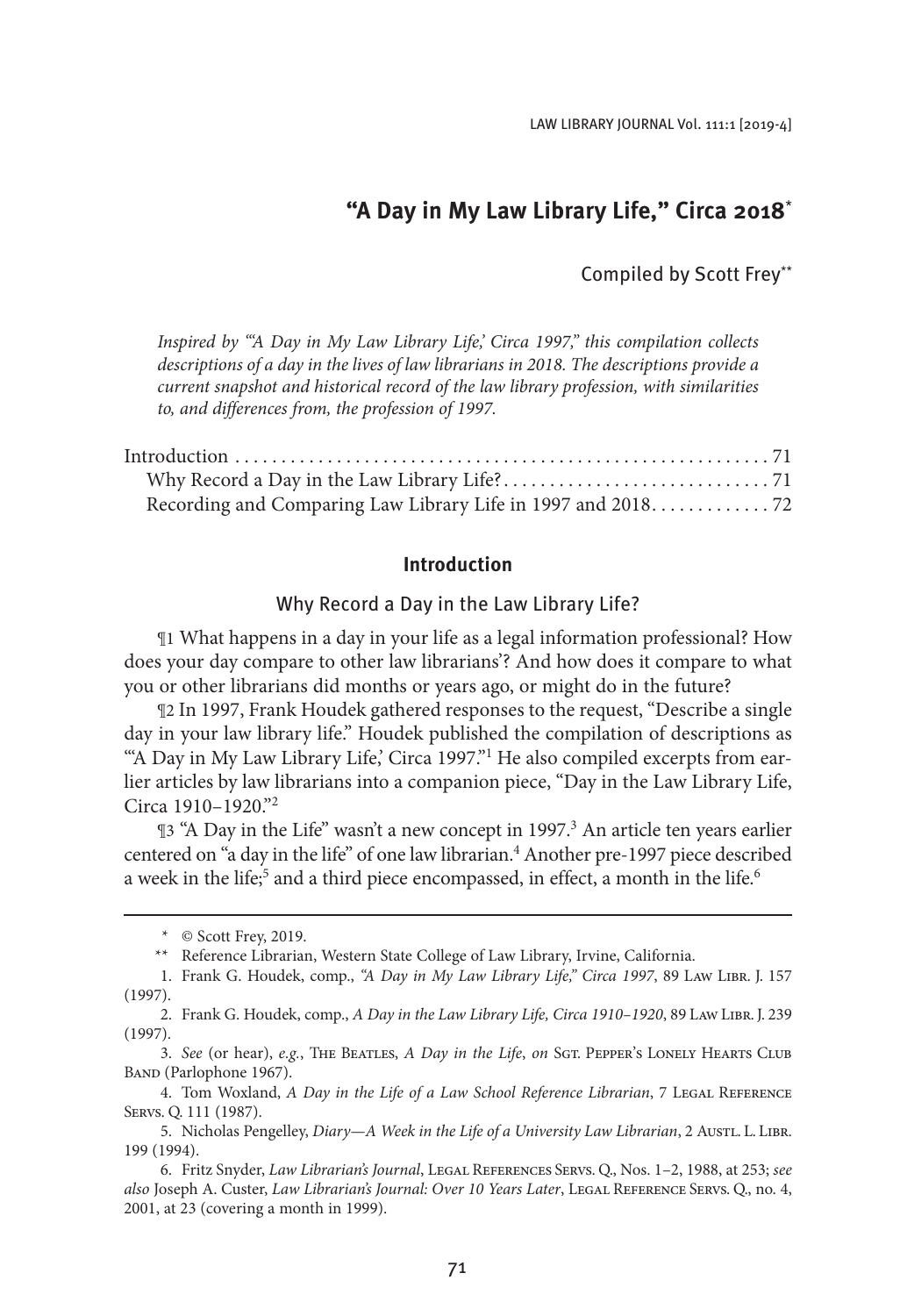# "A Day in My Law Library Life," Circa 2018*

Compiled by Scott Frey**

*Inspired by "'A Day in My Law Library Life,' Circa 1997," this compilation collects descriptions of a day in the lives of law librarians in 2018. The descriptions provide a current snapshot and historical record of the law library profession, with similarities to, and differences from, the profession of 1997.*

Introduction . . . . . . . . . . . . . . . . . . . . . . . . . . . . . . . . . . . . . . . . . . . . . . . . . . . . . . . . 71
Why Record a Day in the Law Library Life? . . . . . . . . . . . . . . . . . . . . . . . . . . . . . 71
Recording and Comparing Law Library Life in 1997 and 2018 . . . . . . . . . . . . . 72

## Introduction

### Why Record a Day in the Law Library Life?

¶1 What happens in a day in your life as a legal information professional? How does your day compare to other law librarians'? And how does it compare to what you or other librarians did months or years ago, or might do in the future?

¶2 In 1997, Frank Houdek gathered responses to the request, "Describe a single day in your law library life." Houdek published the compilation of descriptions as "'A Day in My Law Library Life,' Circa 1997."[1] He also compiled excerpts from earlier articles by law librarians into a companion piece, "Day in the Law Library Life, Circa 1910–1920."[2]

¶3 "A Day in the Life" wasn't a new concept in 1997.[3] An article ten years earlier centered on "a day in the life" of one law librarian.[4] Another pre-1997 piece described a week in the life;[5] and a third piece encompassed, in effect, a month in the life.[6]

---

\* © Scott Frey, 2019.

\*\* Reference Librarian, Western State College of Law Library, Irvine, California.

1. Frank G. Houdek, comp., *"A Day in My Law Library Life," Circa 1997*, 89 Law Libr. J. 157 (1997).

2. Frank G. Houdek, comp., *A Day in the Law Library Life, Circa 1910–1920*, 89 Law Libr. J. 239 (1997).

3. *See* (or hear), *e.g.*, The Beatles, *A Day in the Life*, *on* Sgt. Pepper's Lonely Hearts Club Band (Parlophone 1967).

4. Tom Woxland, *A Day in the Life of a Law School Reference Librarian*, 7 Legal Reference Servs. Q. 111 (1987).

5. Nicholas Pengelley, *Diary—A Week in the Life of a University Law Librarian*, 2 Austl. L. Libr. 199 (1994).

6. Fritz Snyder, *Law Librarian's Journal*, Legal References Servs. Q., Nos. 1–2, 1988, at 253; *see also* Joseph A. Custer, *Law Librarian's Journal: Over 10 Years Later*, Legal Reference Servs. Q., no. 4, 2001, at 23 (covering a month in 1999).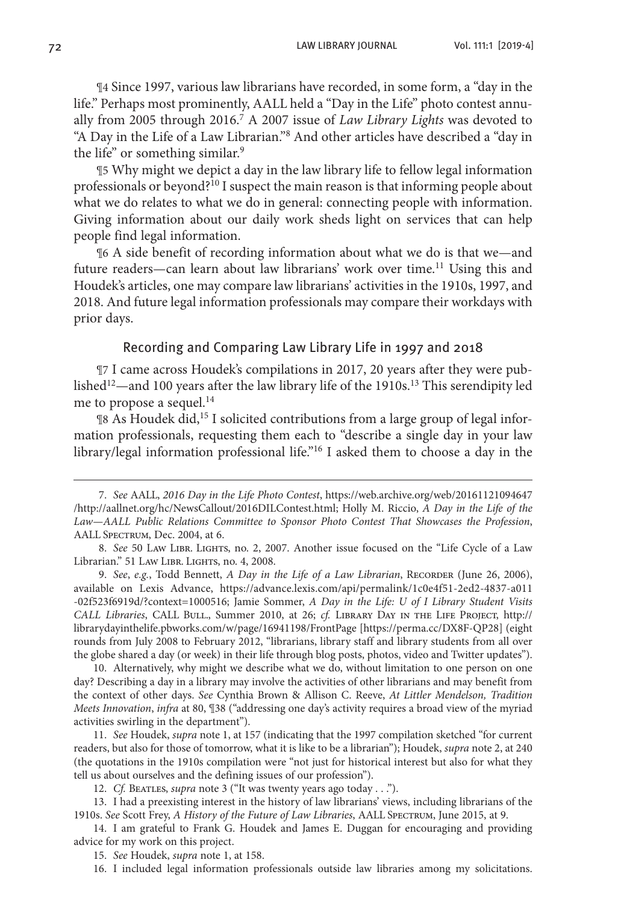¶4 Since 1997, various law librarians have recorded, in some form, a "day in the life." Perhaps most prominently, AALL held a "Day in the Life" photo contest annually from 2005 through 2016.[7] A 2007 issue of *Law Library Lights* was devoted to "A Day in the Life of a Law Librarian."[8] And other articles have described a "day in the life" or something similar.[9]

¶5 Why might we depict a day in the law library life to fellow legal information professionals or beyond?[10] I suspect the main reason is that informing people about what we do relates to what we do in general: connecting people with information. Giving information about our daily work sheds light on services that can help people find legal information.

¶6 A side benefit of recording information about what we do is that we—and future readers—can learn about law librarians' work over time.[11] Using this and Houdek's articles, one may compare law librarians' activities in the 1910s, 1997, and 2018. And future legal information professionals may compare their workdays with prior days.

## Recording and Comparing Law Library Life in 1997 and 2018

¶7 I came across Houdek's compilations in 2017, 20 years after they were published[12]—and 100 years after the law library life of the 1910s.[13] This serendipity led me to propose a sequel.[14]

¶8 As Houdek did,[15] I solicited contributions from a large group of legal information professionals, requesting them each to "describe a single day in your law library/legal information professional life."[16] I asked them to choose a day in the

---

7. *See* AALL, *2016 Day in the Life Photo Contest*, https://web.archive.org/web/20161121094647/http://aallnet.org/hc/NewsCallout/2016DILContest.html; Holly M. Riccio, *A Day in the Life of the Law—AALL Public Relations Committee to Sponsor Photo Contest That Showcases the Profession*, AALL Spectrum, Dec. 2004, at 6.

8. *See* 50 Law Libr. Lights, no. 2, 2007. Another issue focused on the "Life Cycle of a Law Librarian." 51 Law Libr. Lights, no. 4, 2008.

9. *See*, *e.g.*, Todd Bennett, *A Day in the Life of a Law Librarian*, Recorder (June 26, 2006), available on Lexis Advance, https://advance.lexis.com/api/permalink/1c0e4f51-2ed2-4837-a011-02f523f6919d/?context=1000516; Jamie Sommer, *A Day in the Life: U of I Library Student Visits CALL Libraries*, CALL Bull., Summer 2010, at 26; *cf.* Library Day in the Life Project, http://librarydayinthelife.pbworks.com/w/page/16941198/FrontPage [https://perma.cc/DX8F-QP28] (eight rounds from July 2008 to February 2012, "librarians, library staff and library students from all over the globe shared a day (or week) in their life through blog posts, photos, video and Twitter updates").

10. Alternatively, why might we describe what we do, without limitation to one person on one day? Describing a day in a library may involve the activities of other librarians and may benefit from the context of other days. *See* Cynthia Brown & Allison C. Reeve, *At Littler Mendelson, Tradition Meets Innovation*, *infra* at 80, ¶38 ("addressing one day's activity requires a broad view of the myriad activities swirling in the department").

11. *See* Houdek, *supra* note 1, at 157 (indicating that the 1997 compilation sketched "for current readers, but also for those of tomorrow, what it is like to be a librarian"); Houdek, *supra* note 2, at 240 (the quotations in the 1910s compilation were "not just for historical interest but also for what they tell us about ourselves and the defining issues of our profession").

12. *Cf.* Beatles, *supra* note 3 ("It was twenty years ago today . . .").

13. I had a preexisting interest in the history of law librarians' views, including librarians of the 1910s. *See* Scott Frey, *A History of the Future of Law Libraries*, AALL Spectrum, June 2015, at 9.

14. I am grateful to Frank G. Houdek and James E. Duggan for encouraging and providing advice for my work on this project.

15. *See* Houdek, *supra* note 1, at 158.

16. I included legal information professionals outside law libraries among my solicitations.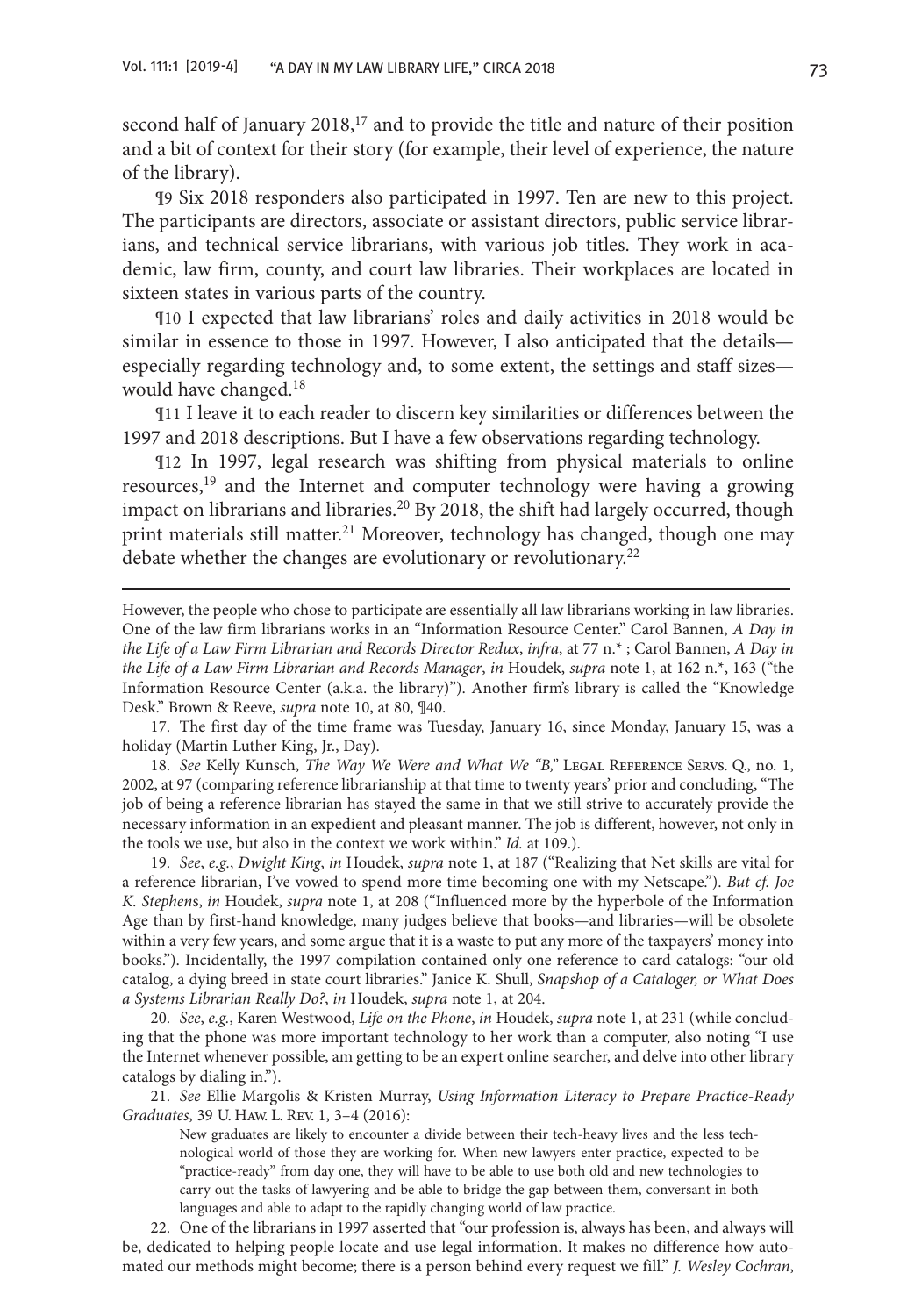second half of January 2018,[17] and to provide the title and nature of their position and a bit of context for their story (for example, their level of experience, the nature of the library).

¶9 Six 2018 responders also participated in 1997. Ten are new to this project. The participants are directors, associate or assistant directors, public service librarians, and technical service librarians, with various job titles. They work in academic, law firm, county, and court law libraries. Their workplaces are located in sixteen states in various parts of the country.

¶10 I expected that law librarians' roles and daily activities in 2018 would be similar in essence to those in 1997. However, I also anticipated that the details—especially regarding technology and, to some extent, the settings and staff sizes—would have changed.[18]

¶11 I leave it to each reader to discern key similarities or differences between the 1997 and 2018 descriptions. But I have a few observations regarding technology.

¶12 In 1997, legal research was shifting from physical materials to online resources,[19] and the Internet and computer technology were having a growing impact on librarians and libraries.[20] By 2018, the shift had largely occurred, though print materials still matter.[21] Moreover, technology has changed, though one may debate whether the changes are evolutionary or revolutionary.[22]

---

However, the people who chose to participate are essentially all law librarians working in law libraries. One of the law firm librarians works in an "Information Resource Center." Carol Bannen, *A Day in the Life of a Law Firm Librarian and Records Director Redux*, *infra*, at 77 n.* ; Carol Bannen, *A Day in the Life of a Law Firm Librarian and Records Manager*, *in* Houdek, *supra* note 1, at 162 n.*, 163 ("the Information Resource Center (a.k.a. the library)"). Another firm's library is called the "Knowledge Desk." Brown & Reeve, *supra* note 10, at 80, ¶40.

17. The first day of the time frame was Tuesday, January 16, since Monday, January 15, was a holiday (Martin Luther King, Jr., Day).

18. *See* Kelly Kunsch, *The Way We Were and What We "B,"* Legal Reference Servs. Q., no. 1, 2002, at 97 (comparing reference librarianship at that time to twenty years' prior and concluding, "The job of being a reference librarian has stayed the same in that we still strive to accurately provide the necessary information in an expedient and pleasant manner. The job is different, however, not only in the tools we use, but also in the context we work within." *Id.* at 109.).

19. *See*, *e.g.*, *Dwight King*, *in* Houdek, *supra* note 1, at 187 ("Realizing that Net skills are vital for a reference librarian, I've vowed to spend more time becoming one with my Netscape."). *But cf. Joe K. Stephens*, *in* Houdek, *supra* note 1, at 208 ("Influenced more by the hyperbole of the Information Age than by first-hand knowledge, many judges believe that books—and libraries—will be obsolete within a very few years, and some argue that it is a waste to put any more of the taxpayers' money into books."). Incidentally, the 1997 compilation contained only one reference to card catalogs: "our old catalog, a dying breed in state court libraries." Janice K. Shull, *Snapshop of a Cataloger, or What Does a Systems Librarian Really Do?*, *in* Houdek, *supra* note 1, at 204.

20. *See*, *e.g.*, Karen Westwood, *Life on the Phone*, *in* Houdek, *supra* note 1, at 231 (while concluding that the phone was more important technology to her work than a computer, also noting "I use the Internet whenever possible, am getting to be an expert online searcher, and delve into other library catalogs by dialing in.").

21. *See* Ellie Margolis & Kristen Murray, *Using Information Literacy to Prepare Practice-Ready Graduates*, 39 U. Haw. L. Rev. 1, 3–4 (2016):

> New graduates are likely to encounter a divide between their tech-heavy lives and the less technological world of those they are working for. When new lawyers enter practice, expected to be "practice-ready" from day one, they will have to be able to use both old and new technologies to carry out the tasks of lawyering and be able to bridge the gap between them, conversant in both languages and able to adapt to the rapidly changing world of law practice.

22. One of the librarians in 1997 asserted that "our profession is, always has been, and always will be, dedicated to helping people locate and use legal information. It makes no difference how automated our methods might become; there is a person behind every request we fill." *J. Wesley Cochran*,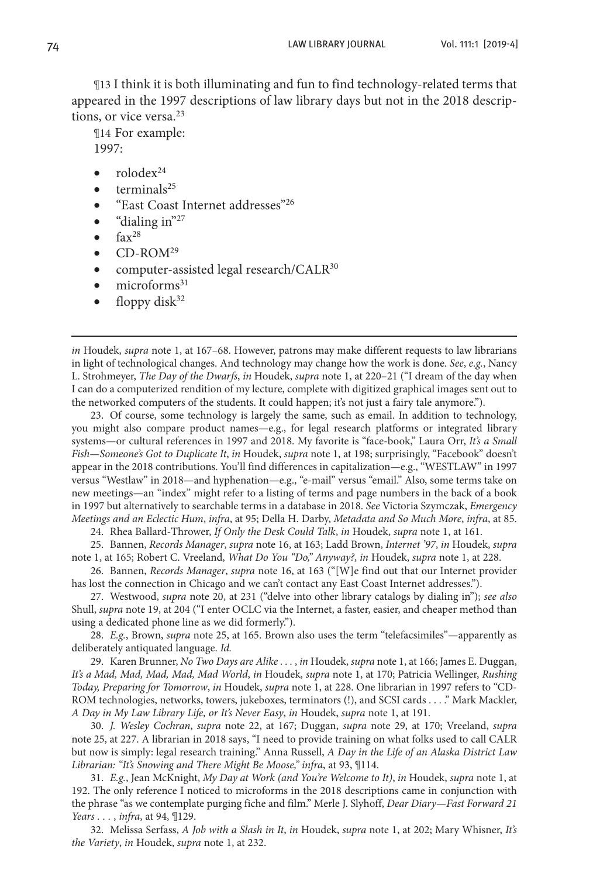¶13 I think it is both illuminating and fun to find technology-related terms that appeared in the 1997 descriptions of law library days but not in the 2018 descriptions, or vice versa.[23]

¶14 For example:

1997:

- rolodex[24]
- terminals[25]
- "East Coast Internet addresses"[26]
- "dialing in"[27]
- fax[28]
- CD-ROM[29]
- computer-assisted legal research/CALR[30]
- microforms[31]
- floppy disk[32]

---

*in* Houdek, *supra* note 1, at 167–68. However, patrons may make different requests to law librarians in light of technological changes. And technology may change how the work is done. *See*, *e.g.*, Nancy L. Strohmeyer, *The Day of the Dwarfs*, *in* Houdek, *supra* note 1, at 220–21 ("I dream of the day when I can do a computerized rendition of my lecture, complete with digitized graphical images sent out to the networked computers of the students. It could happen; it's not just a fairy tale anymore.").

23. Of course, some technology is largely the same, such as email. In addition to technology, you might also compare product names—e.g., for legal research platforms or integrated library systems—or cultural references in 1997 and 2018. My favorite is "face-book," Laura Orr, *It's a Small Fish—Someone's Got to Duplicate It*, *in* Houdek, *supra* note 1, at 198; surprisingly, "Facebook" doesn't appear in the 2018 contributions. You'll find differences in capitalization—e.g., "WESTLAW" in 1997 versus "Westlaw" in 2018—and hyphenation—e.g., "e-mail" versus "email." Also, some terms take on new meetings—an "index" might refer to a listing of terms and page numbers in the back of a book in 1997 but alternatively to searchable terms in a database in 2018. *See* Victoria Szymczak, *Emergency Meetings and an Eclectic Hum*, *infra*, at 95; Della H. Darby, *Metadata and So Much More*, *infra*, at 85.

24. Rhea Ballard-Thrower, *If Only the Desk Could Talk*, *in* Houdek, *supra* note 1, at 161.

25. Bannen, *Records Manager*, *supra* note 16, at 163; Ladd Brown, *Internet '97*, *in* Houdek, *supra* note 1, at 165; Robert C. Vreeland, *What Do You "Do," Anyway?*, *in* Houdek, *supra* note 1, at 228.

26. Bannen, *Records Manager*, *supra* note 16, at 163 ("[W]e find out that our Internet provider has lost the connection in Chicago and we can't contact any East Coast Internet addresses.").

27. Westwood, *supra* note 20, at 231 ("delve into other library catalogs by dialing in"); *see also* Shull, *supra* note 19, at 204 ("I enter OCLC via the Internet, a faster, easier, and cheaper method than using a dedicated phone line as we did formerly.").

28. *E.g.*, Brown, *supra* note 25, at 165. Brown also uses the term "telefacsimiles"—apparently as deliberately antiquated language. *Id.*

29. Karen Brunner, *No Two Days are Alike . . .* , *in* Houdek, *supra* note 1, at 166; James E. Duggan, *It's a Mad, Mad, Mad, Mad, Mad World*, *in* Houdek, *supra* note 1, at 170; Patricia Wellinger, *Rushing Today, Preparing for Tomorrow*, *in* Houdek, *supra* note 1, at 228. One librarian in 1997 refers to "CD-ROM technologies, networks, towers, jukeboxes, terminators (!), and SCSI cards . . . ." Mark Mackler, *A Day in My Law Library Life, or It's Never Easy*, *in* Houdek, *supra* note 1, at 191.

30. *J. Wesley Cochran*, *supra* note 22, at 167; Duggan, *supra* note 29, at 170; Vreeland, *supra* note 25, at 227. A librarian in 2018 says, "I need to provide training on what folks used to call CALR but now is simply: legal research training." Anna Russell, *A Day in the Life of an Alaska District Law Librarian: "It's Snowing and There Might Be Moose," infra*, at 93, ¶114.

31. *E.g.*, Jean McKnight, *My Day at Work (and You're Welcome to It)*, *in* Houdek, *supra* note 1, at 192. The only reference I noticed to microforms in the 2018 descriptions came in conjunction with the phrase "as we contemplate purging fiche and film." Merle J. Slyhoff, *Dear Diary—Fast Forward 21 Years . . .* , *infra*, at 94, ¶129.

32. Melissa Serfass, *A Job with a Slash in It*, *in* Houdek, *supra* note 1, at 202; Mary Whisner, *It's the Variety*, *in* Houdek, *supra* note 1, at 232.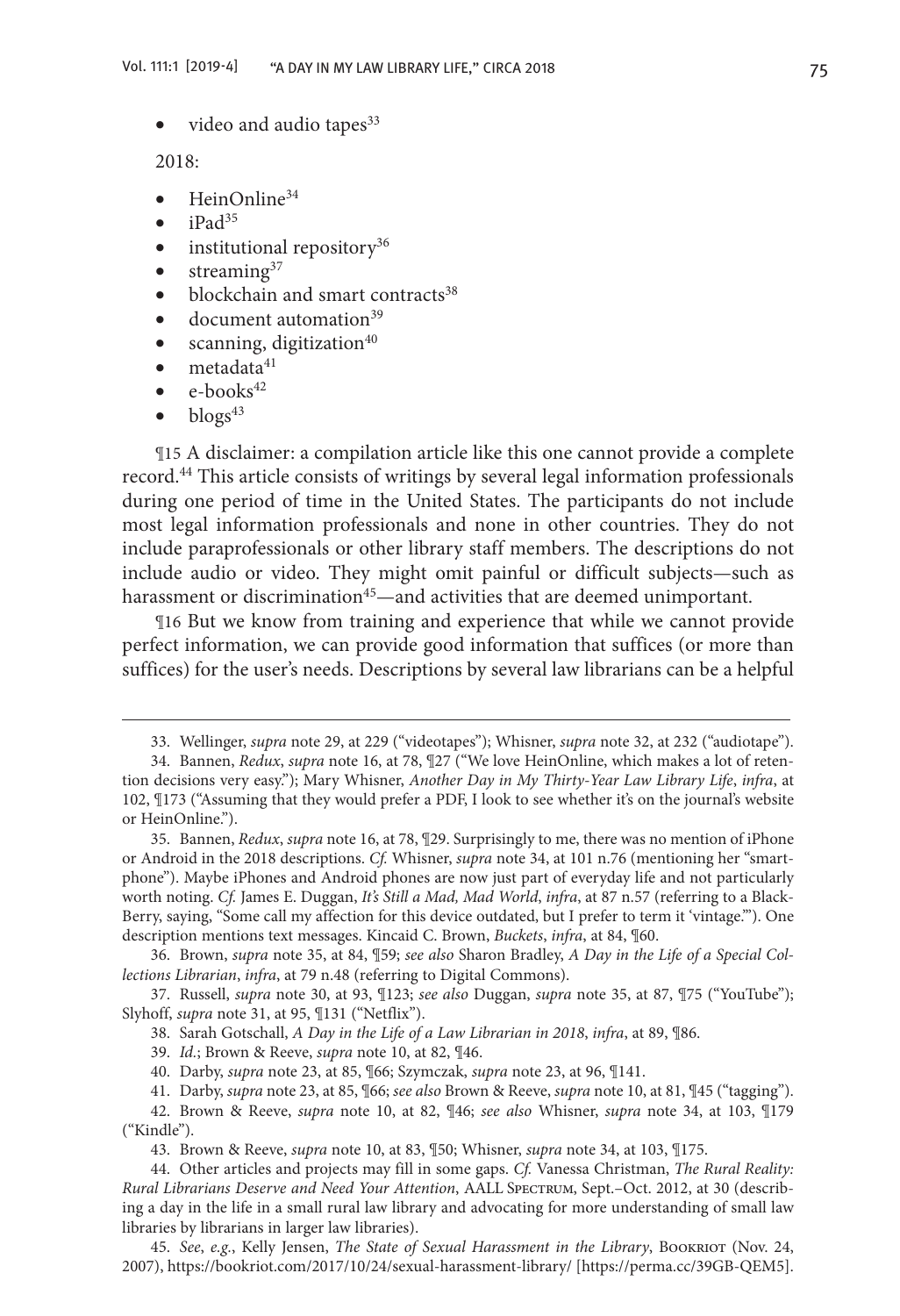- video and audio tapes[33]

2018:

- HeinOnline[34]
- iPad[35]
- institutional repository[36]
- streaming[37]
- blockchain and smart contracts[38]
- document automation[39]
- scanning, digitization[40]
- metadata[41]
- e-books[42]
- blogs[43]

¶15 A disclaimer: a compilation article like this one cannot provide a complete record.[44] This article consists of writings by several legal information professionals during one period of time in the United States. The participants do not include most legal information professionals and none in other countries. They do not include paraprofessionals or other library staff members. The descriptions do not include audio or video. They might omit painful or difficult subjects—such as harassment or discrimination[45]—and activities that are deemed unimportant.

¶16 But we know from training and experience that while we cannot provide perfect information, we can provide good information that suffices (or more than suffices) for the user's needs. Descriptions by several law librarians can be a helpful

---

33. Wellinger, *supra* note 29, at 229 ("videotapes"); Whisner, *supra* note 32, at 232 ("audiotape").

34. Bannen, *Redux*, *supra* note 16, at 78, ¶27 ("We love HeinOnline, which makes a lot of retention decisions very easy."); Mary Whisner, *Another Day in My Thirty-Year Law Library Life*, *infra*, at 102, ¶173 ("Assuming that they would prefer a PDF, I look to see whether it's on the journal's website or HeinOnline.").

35. Bannen, *Redux*, *supra* note 16, at 78, ¶29. Surprisingly to me, there was no mention of iPhone or Android in the 2018 descriptions. *Cf.* Whisner, *supra* note 34, at 101 n.76 (mentioning her "smartphone"). Maybe iPhones and Android phones are now just part of everyday life and not particularly worth noting. *Cf.* James E. Duggan, *It's Still a Mad, Mad World*, *infra*, at 87 n.57 (referring to a BlackBerry, saying, "Some call my affection for this device outdated, but I prefer to term it 'vintage.'"). One description mentions text messages. Kincaid C. Brown, *Buckets*, *infra*, at 84, ¶60.

36. Brown, *supra* note 35, at 84, ¶59; *see also* Sharon Bradley, *A Day in the Life of a Special Collections Librarian*, *infra*, at 79 n.48 (referring to Digital Commons).

37. Russell, *supra* note 30, at 93, ¶123; *see also* Duggan, *supra* note 35, at 87, ¶75 ("YouTube"); Slyhoff, *supra* note 31, at 95, ¶131 ("Netflix").

38. Sarah Gotschall, *A Day in the Life of a Law Librarian in 2018*, *infra*, at 89, ¶86.

39. *Id.*; Brown & Reeve, *supra* note 10, at 82, ¶46.

40. Darby, *supra* note 23, at 85, ¶66; Szymczak, *supra* note 23, at 96, ¶141.

41. Darby, *supra* note 23, at 85, ¶66; *see also* Brown & Reeve, *supra* note 10, at 81, ¶45 ("tagging").

42. Brown & Reeve, *supra* note 10, at 82, ¶46; *see also* Whisner, *supra* note 34, at 103, ¶179 ("Kindle").

43. Brown & Reeve, *supra* note 10, at 83, ¶50; Whisner, *supra* note 34, at 103, ¶175.

44. Other articles and projects may fill in some gaps. *Cf.* Vanessa Christman, *The Rural Reality: Rural Librarians Deserve and Need Your Attention*, AALL Spectrum, Sept.–Oct. 2012, at 30 (describing a day in the life in a small rural law library and advocating for more understanding of small law libraries by librarians in larger law libraries).

45. *See, e.g.*, Kelly Jensen, *The State of Sexual Harassment in the Library*, Bookriot (Nov. 24, 2007), https://bookriot.com/2017/10/24/sexual-harassment-library/ [https://perma.cc/39GB-QEM5].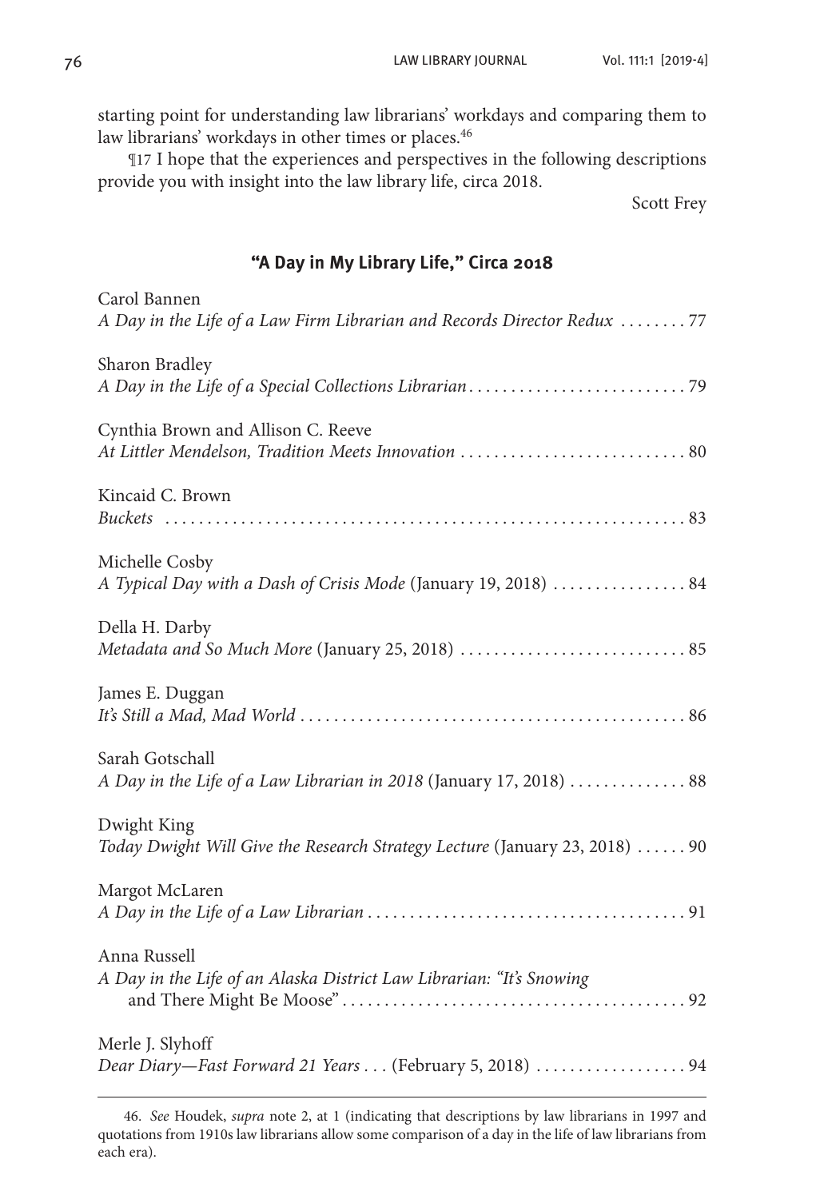starting point for understanding law librarians' workdays and comparing them to law librarians' workdays in other times or places.[46]

¶17 I hope that the experiences and perspectives in the following descriptions provide you with insight into the law library life, circa 2018.

Scott Frey

## "A Day in My Library Life," Circa 2018

Carol Bannen
*A Day in the Life of a Law Firm Librarian and Records Director Redux* . . . . . . . . 77

Sharon Bradley
*A Day in the Life of a Special Collections Librarian* . . . . . . . . . . . . . . . . . . . . . . . . . . 79

Cynthia Brown and Allison C. Reeve
*At Littler Mendelson, Tradition Meets Innovation* . . . . . . . . . . . . . . . . . . . . . . . . . . . 80

Kincaid C. Brown
*Buckets* . . . . . . . . . . . . . . . . . . . . . . . . . . . . . . . . . . . . . . . . . . . . . . . . . . . . . . . . . . . . . . 83

Michelle Cosby
*A Typical Day with a Dash of Crisis Mode* (January 19, 2018) . . . . . . . . . . . . . . . . 84

Della H. Darby
*Metadata and So Much More* (January 25, 2018) . . . . . . . . . . . . . . . . . . . . . . . . . . . 85

James E. Duggan
*It's Still a Mad, Mad World* . . . . . . . . . . . . . . . . . . . . . . . . . . . . . . . . . . . . . . . . . . . . . . 86

Sarah Gotschall
*A Day in the Life of a Law Librarian in 2018* (January 17, 2018) . . . . . . . . . . . . . . 88

Dwight King
*Today Dwight Will Give the Research Strategy Lecture* (January 23, 2018) . . . . . . 90

Margot McLaren
*A Day in the Life of a Law Librarian* . . . . . . . . . . . . . . . . . . . . . . . . . . . . . . . . . . . . . . 91

Anna Russell
*A Day in the Life of an Alaska District Law Librarian: "It's Snowing and There Might Be Moose"* . . . . . . . . . . . . . . . . . . . . . . . . . . . . . . . . . . . . . . . . . 92

Merle J. Slyhoff
*Dear Diary—Fast Forward 21 Years . . .* (February 5, 2018) . . . . . . . . . . . . . . . . . . 94

46. *See* Houdek, *supra* note 2, at 1 (indicating that descriptions by law librarians in 1997 and quotations from 1910s law librarians allow some comparison of a day in the life of law librarians from each era).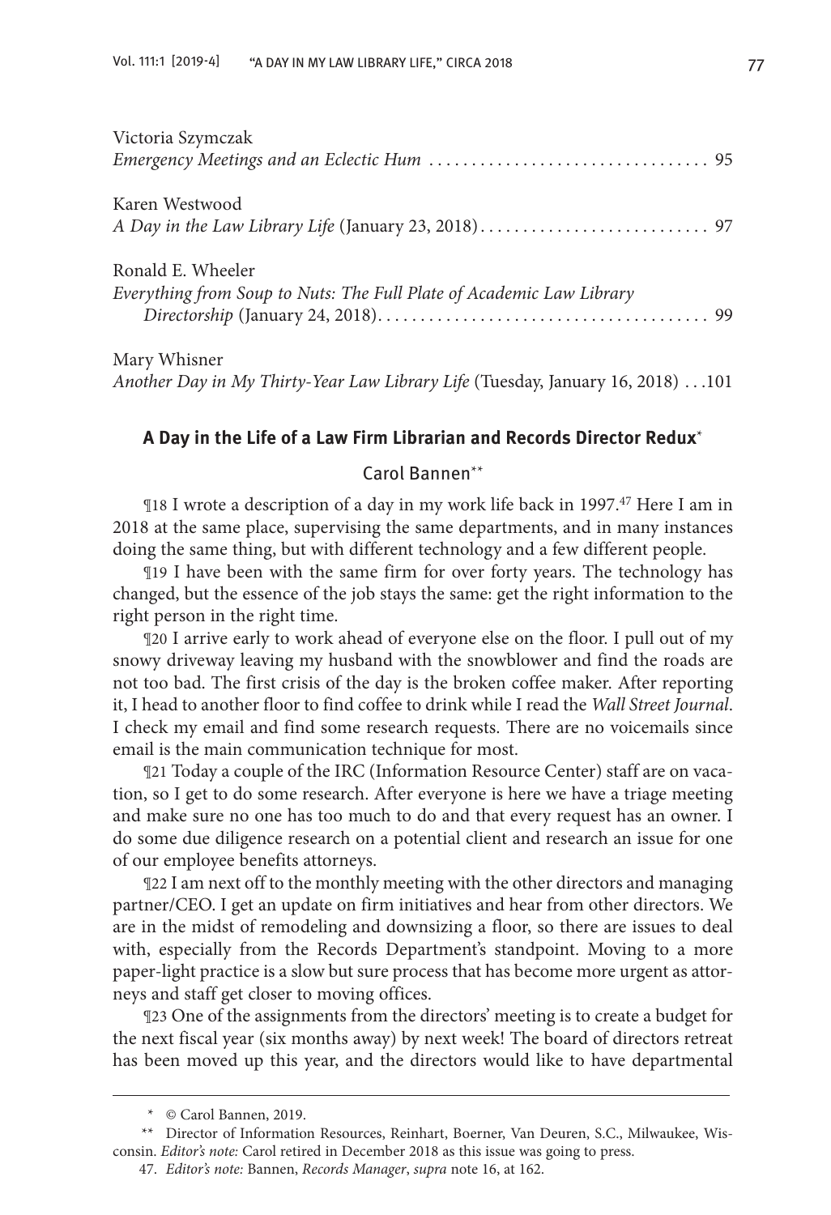Victoria Szymczak
*Emergency Meetings and an Eclectic Hum* . . . . . . . . . . . . . . . . . . . . . . . . . . . . . . . . . 95

Karen Westwood
*A Day in the Law Library Life* (January 23, 2018) . . . . . . . . . . . . . . . . . . . . . . . . . . . 97

Ronald E. Wheeler
*Everything from Soup to Nuts: The Full Plate of Academic Law Library Directorship* (January 24, 2018) . . . . . . . . . . . . . . . . . . . . . . . . . . . . . . . . . . . . . . 99

Mary Whisner
*Another Day in My Thirty-Year Law Library Life* (Tuesday, January 16, 2018) . . .101

## A Day in the Life of a Law Firm Librarian and Records Director Redux*

Carol Bannen**

¶18 I wrote a description of a day in my work life back in 1997.[47] Here I am in 2018 at the same place, supervising the same departments, and in many instances doing the same thing, but with different technology and a few different people.

¶19 I have been with the same firm for over forty years. The technology has changed, but the essence of the job stays the same: get the right information to the right person in the right time.

¶20 I arrive early to work ahead of everyone else on the floor. I pull out of my snowy driveway leaving my husband with the snowblower and find the roads are not too bad. The first crisis of the day is the broken coffee maker. After reporting it, I head to another floor to find coffee to drink while I read the *Wall Street Journal*. I check my email and find some research requests. There are no voicemails since email is the main communication technique for most.

¶21 Today a couple of the IRC (Information Resource Center) staff are on vacation, so I get to do some research. After everyone is here we have a triage meeting and make sure no one has too much to do and that every request has an owner. I do some due diligence research on a potential client and research an issue for one of our employee benefits attorneys.

¶22 I am next off to the monthly meeting with the other directors and managing partner/CEO. I get an update on firm initiatives and hear from other directors. We are in the midst of remodeling and downsizing a floor, so there are issues to deal with, especially from the Records Department's standpoint. Moving to a more paper-light practice is a slow but sure process that has become more urgent as attorneys and staff get closer to moving offices.

¶23 One of the assignments from the directors' meeting is to create a budget for the next fiscal year (six months away) by next week! The board of directors retreat has been moved up this year, and the directors would like to have departmental

\* © Carol Bannen, 2019.

\*\* Director of Information Resources, Reinhart, Boerner, Van Deuren, S.C., Milwaukee, Wisconsin. *Editor's note:* Carol retired in December 2018 as this issue was going to press.

47. *Editor's note:* Bannen, *Records Manager*, *supra* note 16, at 162.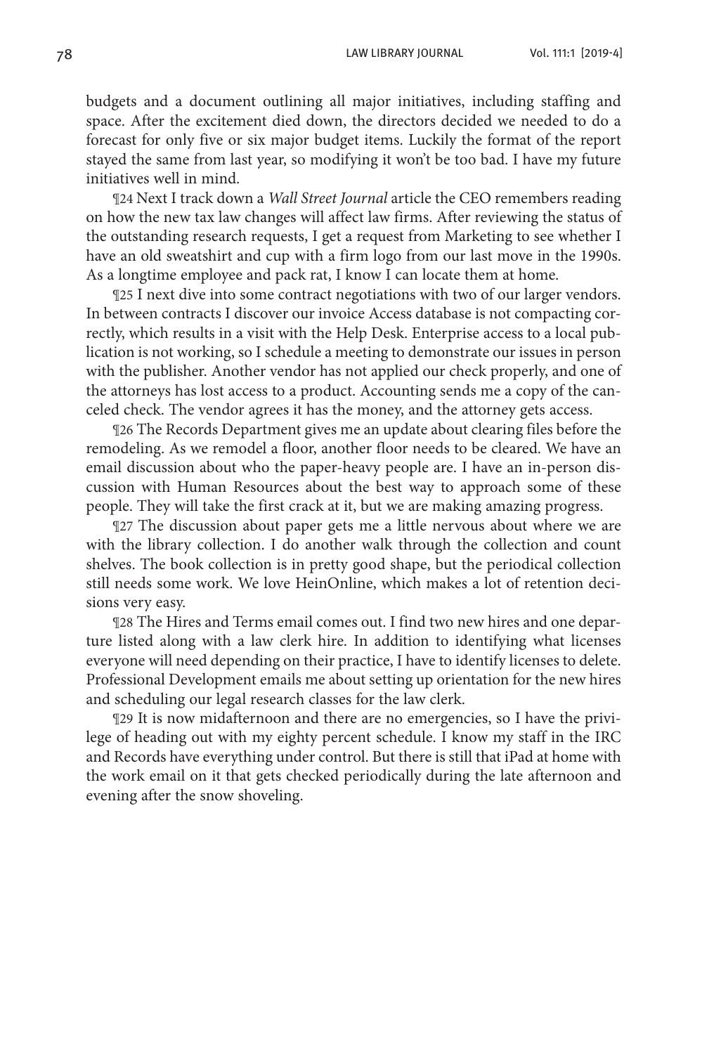budgets and a document outlining all major initiatives, including staffing and space. After the excitement died down, the directors decided we needed to do a forecast for only five or six major budget items. Luckily the format of the report stayed the same from last year, so modifying it won't be too bad. I have my future initiatives well in mind.

¶24 Next I track down a *Wall Street Journal* article the CEO remembers reading on how the new tax law changes will affect law firms. After reviewing the status of the outstanding research requests, I get a request from Marketing to see whether I have an old sweatshirt and cup with a firm logo from our last move in the 1990s. As a longtime employee and pack rat, I know I can locate them at home.

¶25 I next dive into some contract negotiations with two of our larger vendors. In between contracts I discover our invoice Access database is not compacting correctly, which results in a visit with the Help Desk. Enterprise access to a local publication is not working, so I schedule a meeting to demonstrate our issues in person with the publisher. Another vendor has not applied our check properly, and one of the attorneys has lost access to a product. Accounting sends me a copy of the canceled check. The vendor agrees it has the money, and the attorney gets access.

¶26 The Records Department gives me an update about clearing files before the remodeling. As we remodel a floor, another floor needs to be cleared. We have an email discussion about who the paper-heavy people are. I have an in-person discussion with Human Resources about the best way to approach some of these people. They will take the first crack at it, but we are making amazing progress.

¶27 The discussion about paper gets me a little nervous about where we are with the library collection. I do another walk through the collection and count shelves. The book collection is in pretty good shape, but the periodical collection still needs some work. We love HeinOnline, which makes a lot of retention decisions very easy.

¶28 The Hires and Terms email comes out. I find two new hires and one departure listed along with a law clerk hire. In addition to identifying what licenses everyone will need depending on their practice, I have to identify licenses to delete. Professional Development emails me about setting up orientation for the new hires and scheduling our legal research classes for the law clerk.

¶29 It is now midafternoon and there are no emergencies, so I have the privilege of heading out with my eighty percent schedule. I know my staff in the IRC and Records have everything under control. But there is still that iPad at home with the work email on it that gets checked periodically during the late afternoon and evening after the snow shoveling.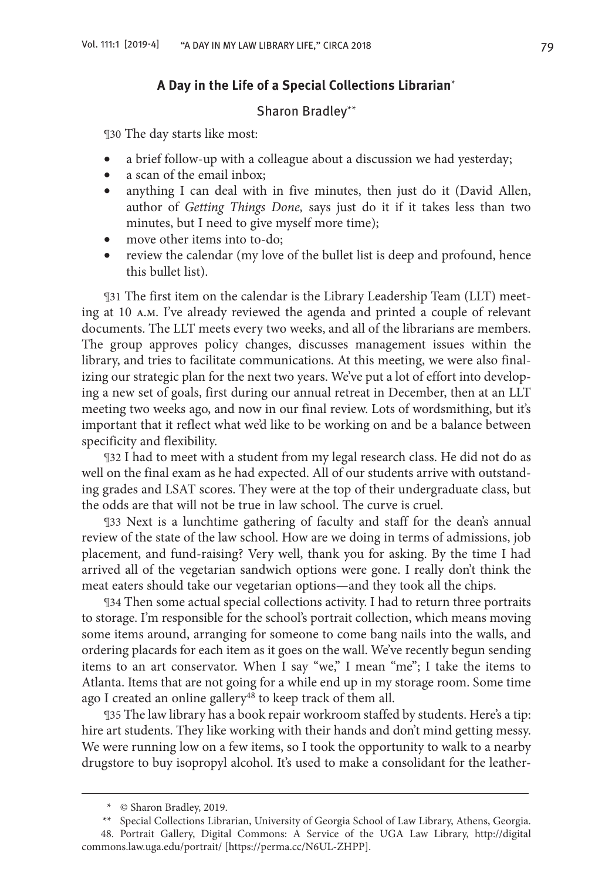### A Day in the Life of a Special Collections Librarian*

Sharon Bradley**

¶30 The day starts like most:

- a brief follow-up with a colleague about a discussion we had yesterday;
- a scan of the email inbox;
- anything I can deal with in five minutes, then just do it (David Allen, author of *Getting Things Done,* says just do it if it takes less than two minutes, but I need to give myself more time);
- move other items into to-do;
- review the calendar (my love of the bullet list is deep and profound, hence this bullet list).

¶31 The first item on the calendar is the Library Leadership Team (LLT) meeting at 10 A.M. I've already reviewed the agenda and printed a couple of relevant documents. The LLT meets every two weeks, and all of the librarians are members. The group approves policy changes, discusses management issues within the library, and tries to facilitate communications. At this meeting, we were also finalizing our strategic plan for the next two years. We've put a lot of effort into developing a new set of goals, first during our annual retreat in December, then at an LLT meeting two weeks ago, and now in our final review. Lots of wordsmithing, but it's important that it reflect what we'd like to be working on and be a balance between specificity and flexibility.

¶32 I had to meet with a student from my legal research class. He did not do as well on the final exam as he had expected. All of our students arrive with outstanding grades and LSAT scores. They were at the top of their undergraduate class, but the odds are that will not be true in law school. The curve is cruel.

¶33 Next is a lunchtime gathering of faculty and staff for the dean's annual review of the state of the law school. How are we doing in terms of admissions, job placement, and fund-raising? Very well, thank you for asking. By the time I had arrived all of the vegetarian sandwich options were gone. I really don't think the meat eaters should take our vegetarian options—and they took all the chips.

¶34 Then some actual special collections activity. I had to return three portraits to storage. I'm responsible for the school's portrait collection, which means moving some items around, arranging for someone to come bang nails into the walls, and ordering placards for each item as it goes on the wall. We've recently begun sending items to an art conservator. When I say "we," I mean "me"; I take the items to Atlanta. Items that are not going for a while end up in my storage room. Some time ago I created an online gallery[48] to keep track of them all.

¶35 The law library has a book repair workroom staffed by students. Here's a tip: hire art students. They like working with their hands and don't mind getting messy. We were running low on a few items, so I took the opportunity to walk to a nearby drugstore to buy isopropyl alcohol. It's used to make a consolidant for the leather-

---

\* © Sharon Bradley, 2019.

\*\* Special Collections Librarian, University of Georgia School of Law Library, Athens, Georgia.

48. Portrait Gallery, Digital Commons: A Service of the UGA Law Library, http://digitalcommons.law.uga.edu/portrait/ [https://perma.cc/N6UL-ZHPP].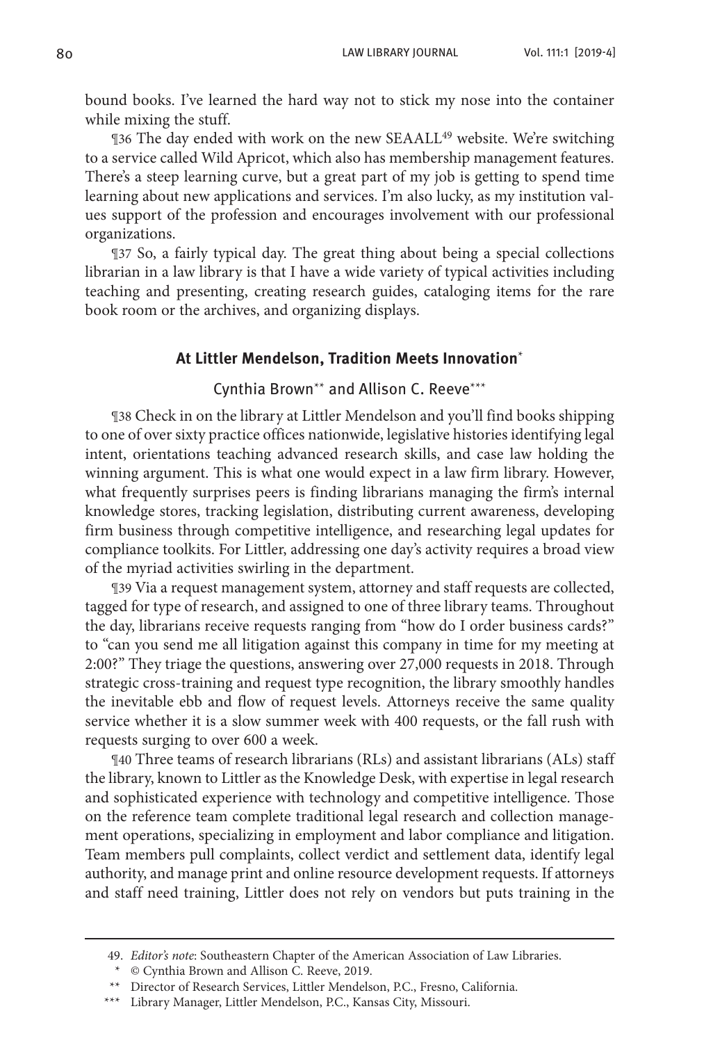bound books. I've learned the hard way not to stick my nose into the container while mixing the stuff.

¶36 The day ended with work on the new SEAALL[49] website. We're switching to a service called Wild Apricot, which also has membership management features. There's a steep learning curve, but a great part of my job is getting to spend time learning about new applications and services. I'm also lucky, as my institution values support of the profession and encourages involvement with our professional organizations.

¶37 So, a fairly typical day. The great thing about being a special collections librarian in a law library is that I have a wide variety of typical activities including teaching and presenting, creating research guides, cataloging items for the rare book room or the archives, and organizing displays.

### At Littler Mendelson, Tradition Meets Innovation[*]

Cynthia Brown[**] and Allison C. Reeve[***]

¶38 Check in on the library at Littler Mendelson and you'll find books shipping to one of over sixty practice offices nationwide, legislative histories identifying legal intent, orientations teaching advanced research skills, and case law holding the winning argument. This is what one would expect in a law firm library. However, what frequently surprises peers is finding librarians managing the firm's internal knowledge stores, tracking legislation, distributing current awareness, developing firm business through competitive intelligence, and researching legal updates for compliance toolkits. For Littler, addressing one day's activity requires a broad view of the myriad activities swirling in the department.

¶39 Via a request management system, attorney and staff requests are collected, tagged for type of research, and assigned to one of three library teams. Throughout the day, librarians receive requests ranging from "how do I order business cards?" to "can you send me all litigation against this company in time for my meeting at 2:00?" They triage the questions, answering over 27,000 requests in 2018. Through strategic cross-training and request type recognition, the library smoothly handles the inevitable ebb and flow of request levels. Attorneys receive the same quality service whether it is a slow summer week with 400 requests, or the fall rush with requests surging to over 600 a week.

¶40 Three teams of research librarians (RLs) and assistant librarians (ALs) staff the library, known to Littler as the Knowledge Desk, with expertise in legal research and sophisticated experience with technology and competitive intelligence. Those on the reference team complete traditional legal research and collection management operations, specializing in employment and labor compliance and litigation. Team members pull complaints, collect verdict and settlement data, identify legal authority, and manage print and online resource development requests. If attorneys and staff need training, Littler does not rely on vendors but puts training in the

---

49. *Editor's note*: Southeastern Chapter of the American Association of Law Libraries.

\* © Cynthia Brown and Allison C. Reeve, 2019.

\*\* Director of Research Services, Littler Mendelson, P.C., Fresno, California.

\*\*\* Library Manager, Littler Mendelson, P.C., Kansas City, Missouri.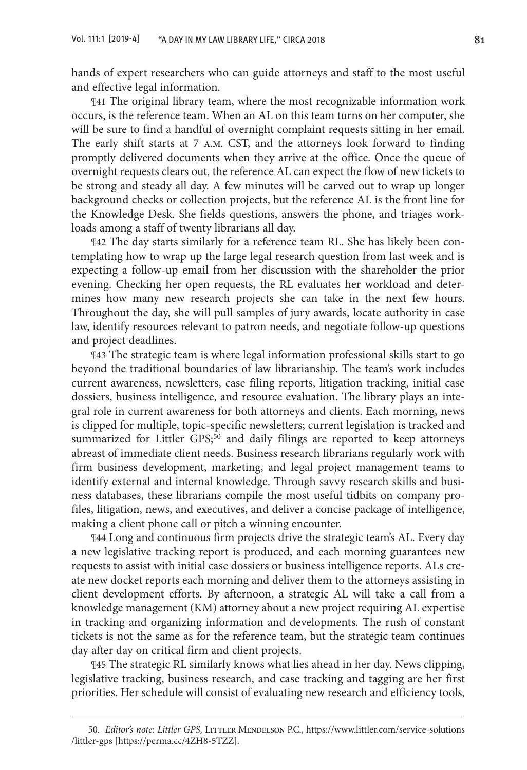hands of expert researchers who can guide attorneys and staff to the most useful and effective legal information.

¶41 The original library team, where the most recognizable information work occurs, is the reference team. When an AL on this team turns on her computer, she will be sure to find a handful of overnight complaint requests sitting in her email. The early shift starts at 7 A.M. CST, and the attorneys look forward to finding promptly delivered documents when they arrive at the office. Once the queue of overnight requests clears out, the reference AL can expect the flow of new tickets to be strong and steady all day. A few minutes will be carved out to wrap up longer background checks or collection projects, but the reference AL is the front line for the Knowledge Desk. She fields questions, answers the phone, and triages workloads among a staff of twenty librarians all day.

¶42 The day starts similarly for a reference team RL. She has likely been contemplating how to wrap up the large legal research question from last week and is expecting a follow-up email from her discussion with the shareholder the prior evening. Checking her open requests, the RL evaluates her workload and determines how many new research projects she can take in the next few hours. Throughout the day, she will pull samples of jury awards, locate authority in case law, identify resources relevant to patron needs, and negotiate follow-up questions and project deadlines.

¶43 The strategic team is where legal information professional skills start to go beyond the traditional boundaries of law librarianship. The team's work includes current awareness, newsletters, case filing reports, litigation tracking, initial case dossiers, business intelligence, and resource evaluation. The library plays an integral role in current awareness for both attorneys and clients. Each morning, news is clipped for multiple, topic-specific newsletters; current legislation is tracked and summarized for Littler GPS;[50] and daily filings are reported to keep attorneys abreast of immediate client needs. Business research librarians regularly work with firm business development, marketing, and legal project management teams to identify external and internal knowledge. Through savvy research skills and business databases, these librarians compile the most useful tidbits on company profiles, litigation, news, and executives, and deliver a concise package of intelligence, making a client phone call or pitch a winning encounter.

¶44 Long and continuous firm projects drive the strategic team's AL. Every day a new legislative tracking report is produced, and each morning guarantees new requests to assist with initial case dossiers or business intelligence reports. ALs create new docket reports each morning and deliver them to the attorneys assisting in client development efforts. By afternoon, a strategic AL will take a call from a knowledge management (KM) attorney about a new project requiring AL expertise in tracking and organizing information and developments. The rush of constant tickets is not the same as for the reference team, but the strategic team continues day after day on critical firm and client projects.

¶45 The strategic RL similarly knows what lies ahead in her day. News clipping, legislative tracking, business research, and case tracking and tagging are her first priorities. Her schedule will consist of evaluating new research and efficiency tools,

---

50. *Editor's note*: *Littler GPS*, LITTLER MENDELSON P.C., https://www.littler.com/service-solutions/littler-gps [https://perma.cc/4ZH8-5TZZ].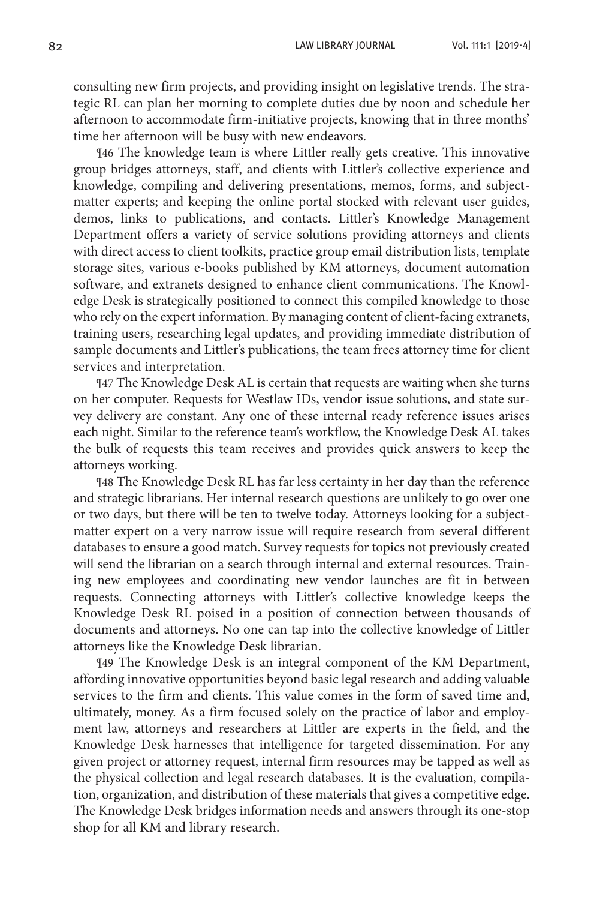consulting new firm projects, and providing insight on legislative trends. The strategic RL can plan her morning to complete duties due by noon and schedule her afternoon to accommodate firm-initiative projects, knowing that in three months' time her afternoon will be busy with new endeavors.

¶46 The knowledge team is where Littler really gets creative. This innovative group bridges attorneys, staff, and clients with Littler's collective experience and knowledge, compiling and delivering presentations, memos, forms, and subject-matter experts; and keeping the online portal stocked with relevant user guides, demos, links to publications, and contacts. Littler's Knowledge Management Department offers a variety of service solutions providing attorneys and clients with direct access to client toolkits, practice group email distribution lists, template storage sites, various e-books published by KM attorneys, document automation software, and extranets designed to enhance client communications. The Knowledge Desk is strategically positioned to connect this compiled knowledge to those who rely on the expert information. By managing content of client-facing extranets, training users, researching legal updates, and providing immediate distribution of sample documents and Littler's publications, the team frees attorney time for client services and interpretation.

¶47 The Knowledge Desk AL is certain that requests are waiting when she turns on her computer. Requests for Westlaw IDs, vendor issue solutions, and state survey delivery are constant. Any one of these internal ready reference issues arises each night. Similar to the reference team's workflow, the Knowledge Desk AL takes the bulk of requests this team receives and provides quick answers to keep the attorneys working.

¶48 The Knowledge Desk RL has far less certainty in her day than the reference and strategic librarians. Her internal research questions are unlikely to go over one or two days, but there will be ten to twelve today. Attorneys looking for a subject-matter expert on a very narrow issue will require research from several different databases to ensure a good match. Survey requests for topics not previously created will send the librarian on a search through internal and external resources. Training new employees and coordinating new vendor launches are fit in between requests. Connecting attorneys with Littler's collective knowledge keeps the Knowledge Desk RL poised in a position of connection between thousands of documents and attorneys. No one can tap into the collective knowledge of Littler attorneys like the Knowledge Desk librarian.

¶49 The Knowledge Desk is an integral component of the KM Department, affording innovative opportunities beyond basic legal research and adding valuable services to the firm and clients. This value comes in the form of saved time and, ultimately, money. As a firm focused solely on the practice of labor and employment law, attorneys and researchers at Littler are experts in the field, and the Knowledge Desk harnesses that intelligence for targeted dissemination. For any given project or attorney request, internal firm resources may be tapped as well as the physical collection and legal research databases. It is the evaluation, compilation, organization, and distribution of these materials that gives a competitive edge. The Knowledge Desk bridges information needs and answers through its one-stop shop for all KM and library research.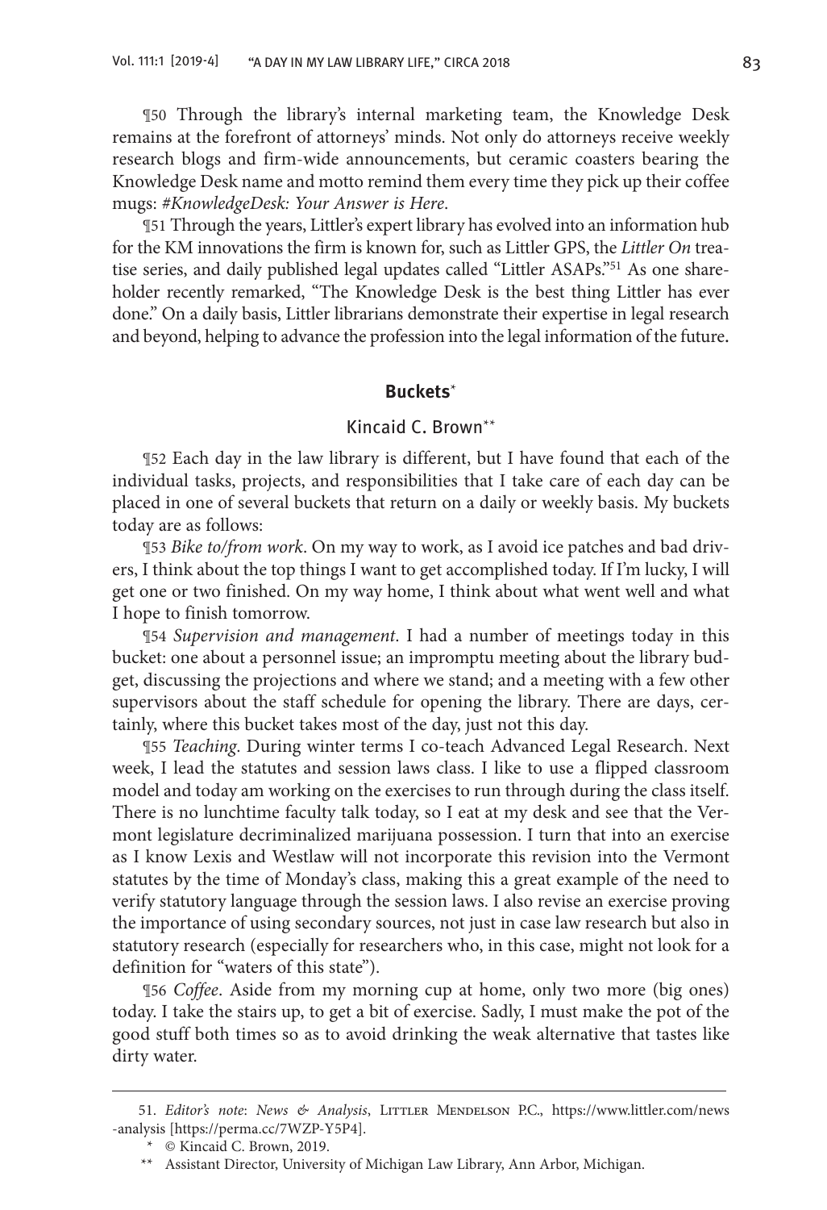¶50 Through the library's internal marketing team, the Knowledge Desk remains at the forefront of attorneys' minds. Not only do attorneys receive weekly research blogs and firm-wide announcements, but ceramic coasters bearing the Knowledge Desk name and motto remind them every time they pick up their coffee mugs: *#KnowledgeDesk: Your Answer is Here*.

¶51 Through the years, Littler's expert library has evolved into an information hub for the KM innovations the firm is known for, such as Littler GPS, the *Littler On* treatise series, and daily published legal updates called "Littler ASAPs."[51] As one shareholder recently remarked, "The Knowledge Desk is the best thing Littler has ever done." On a daily basis, Littler librarians demonstrate their expertise in legal research and beyond, helping to advance the profession into the legal information of the future.

## Buckets[*]

### Kincaid C. Brown[**]

¶52 Each day in the law library is different, but I have found that each of the individual tasks, projects, and responsibilities that I take care of each day can be placed in one of several buckets that return on a daily or weekly basis. My buckets today are as follows:

¶53 *Bike to/from work*. On my way to work, as I avoid ice patches and bad drivers, I think about the top things I want to get accomplished today. If I'm lucky, I will get one or two finished. On my way home, I think about what went well and what I hope to finish tomorrow.

¶54 *Supervision and management*. I had a number of meetings today in this bucket: one about a personnel issue; an impromptu meeting about the library budget, discussing the projections and where we stand; and a meeting with a few other supervisors about the staff schedule for opening the library. There are days, certainly, where this bucket takes most of the day, just not this day.

¶55 *Teaching*. During winter terms I co-teach Advanced Legal Research. Next week, I lead the statutes and session laws class. I like to use a flipped classroom model and today am working on the exercises to run through during the class itself. There is no lunchtime faculty talk today, so I eat at my desk and see that the Vermont legislature decriminalized marijuana possession. I turn that into an exercise as I know Lexis and Westlaw will not incorporate this revision into the Vermont statutes by the time of Monday's class, making this a great example of the need to verify statutory language through the session laws. I also revise an exercise proving the importance of using secondary sources, not just in case law research but also in statutory research (especially for researchers who, in this case, might not look for a definition for "waters of this state").

¶56 *Coffee*. Aside from my morning cup at home, only two more (big ones) today. I take the stairs up, to get a bit of exercise. Sadly, I must make the pot of the good stuff both times so as to avoid drinking the weak alternative that tastes like dirty water.

---

51. *Editor's note*: *News & Analysis*, Littler Mendelson P.C., https://www.littler.com/news-analysis [https://perma.cc/7WZP-Y5P4].

\* © Kincaid C. Brown, 2019.

\*\* Assistant Director, University of Michigan Law Library, Ann Arbor, Michigan.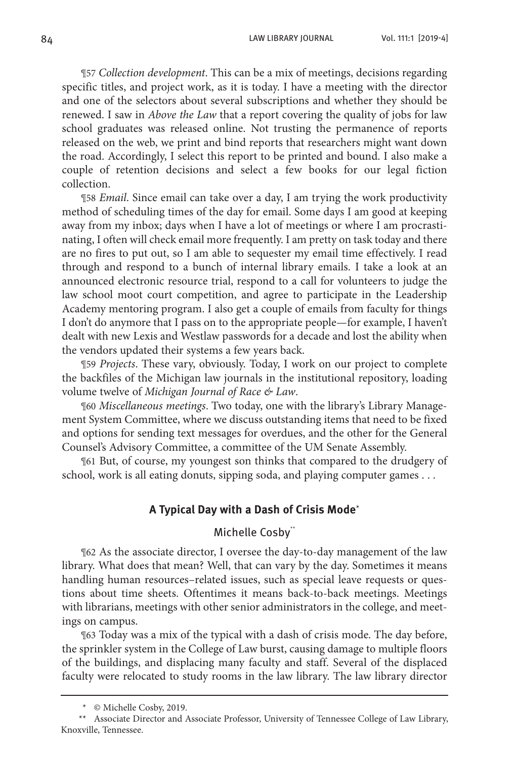¶57 *Collection development*. This can be a mix of meetings, decisions regarding specific titles, and project work, as it is today. I have a meeting with the director and one of the selectors about several subscriptions and whether they should be renewed. I saw in *Above the Law* that a report covering the quality of jobs for law school graduates was released online. Not trusting the permanence of reports released on the web, we print and bind reports that researchers might want down the road. Accordingly, I select this report to be printed and bound. I also make a couple of retention decisions and select a few books for our legal fiction collection.

¶58 *Email*. Since email can take over a day, I am trying the work productivity method of scheduling times of the day for email. Some days I am good at keeping away from my inbox; days when I have a lot of meetings or where I am procrastinating, I often will check email more frequently. I am pretty on task today and there are no fires to put out, so I am able to sequester my email time effectively. I read through and respond to a bunch of internal library emails. I take a look at an announced electronic resource trial, respond to a call for volunteers to judge the law school moot court competition, and agree to participate in the Leadership Academy mentoring program. I also get a couple of emails from faculty for things I don't do anymore that I pass on to the appropriate people—for example, I haven't dealt with new Lexis and Westlaw passwords for a decade and lost the ability when the vendors updated their systems a few years back.

¶59 *Projects*. These vary, obviously. Today, I work on our project to complete the backfiles of the Michigan law journals in the institutional repository, loading volume twelve of *Michigan Journal of Race & Law*.

¶60 *Miscellaneous meetings*. Two today, one with the library's Library Management System Committee, where we discuss outstanding items that need to be fixed and options for sending text messages for overdues, and the other for the General Counsel's Advisory Committee, a committee of the UM Senate Assembly.

¶61 But, of course, my youngest son thinks that compared to the drudgery of school, work is all eating donuts, sipping soda, and playing computer games . . .

## A Typical Day with a Dash of Crisis Mode*

### Michelle Cosby**

¶62 As the associate director, I oversee the day-to-day management of the law library. What does that mean? Well, that can vary by the day. Sometimes it means handling human resources–related issues, such as special leave requests or questions about time sheets. Oftentimes it means back-to-back meetings. Meetings with librarians, meetings with other senior administrators in the college, and meetings on campus.

¶63 Today was a mix of the typical with a dash of crisis mode. The day before, the sprinkler system in the College of Law burst, causing damage to multiple floors of the buildings, and displacing many faculty and staff. Several of the displaced faculty were relocated to study rooms in the law library. The law library director

\* © Michelle Cosby, 2019.

\*\* Associate Director and Associate Professor, University of Tennessee College of Law Library, Knoxville, Tennessee.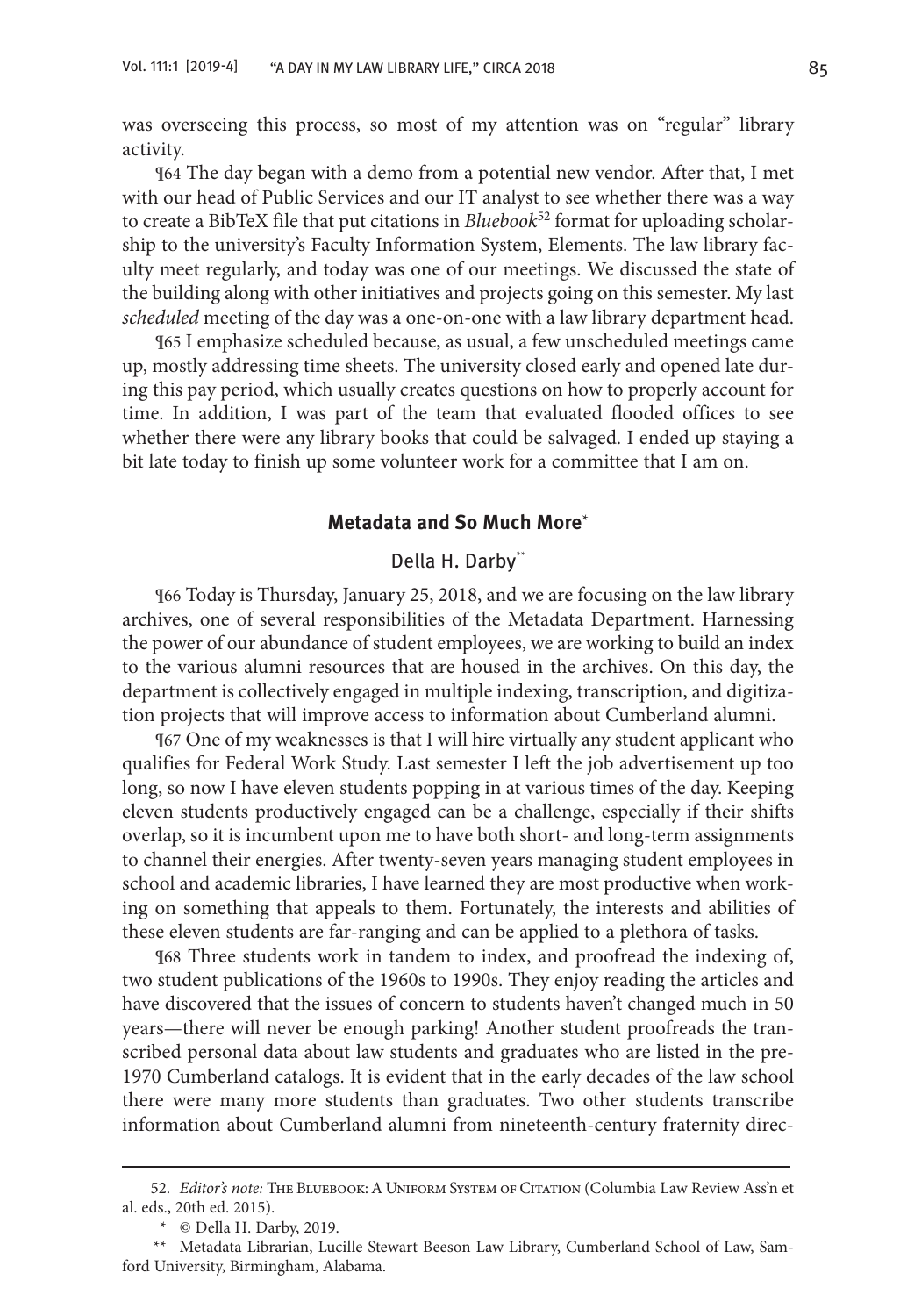was overseeing this process, so most of my attention was on "regular" library activity.

¶64 The day began with a demo from a potential new vendor. After that, I met with our head of Public Services and our IT analyst to see whether there was a way to create a BibTeX file that put citations in *Bluebook*[52] format for uploading scholarship to the university's Faculty Information System, Elements. The law library faculty meet regularly, and today was one of our meetings. We discussed the state of the building along with other initiatives and projects going on this semester. My last *scheduled* meeting of the day was a one-on-one with a law library department head.

¶65 I emphasize scheduled because, as usual, a few unscheduled meetings came up, mostly addressing time sheets. The university closed early and opened late during this pay period, which usually creates questions on how to properly account for time. In addition, I was part of the team that evaluated flooded offices to see whether there were any library books that could be salvaged. I ended up staying a bit late today to finish up some volunteer work for a committee that I am on.

## Metadata and So Much More*

Della H. Darby**

¶66 Today is Thursday, January 25, 2018, and we are focusing on the law library archives, one of several responsibilities of the Metadata Department. Harnessing the power of our abundance of student employees, we are working to build an index to the various alumni resources that are housed in the archives. On this day, the department is collectively engaged in multiple indexing, transcription, and digitization projects that will improve access to information about Cumberland alumni.

¶67 One of my weaknesses is that I will hire virtually any student applicant who qualifies for Federal Work Study. Last semester I left the job advertisement up too long, so now I have eleven students popping in at various times of the day. Keeping eleven students productively engaged can be a challenge, especially if their shifts overlap, so it is incumbent upon me to have both short- and long-term assignments to channel their energies. After twenty-seven years managing student employees in school and academic libraries, I have learned they are most productive when working on something that appeals to them. Fortunately, the interests and abilities of these eleven students are far-ranging and can be applied to a plethora of tasks.

¶68 Three students work in tandem to index, and proofread the indexing of, two student publications of the 1960s to 1990s. They enjoy reading the articles and have discovered that the issues of concern to students haven't changed much in 50 years—there will never be enough parking! Another student proofreads the transcribed personal data about law students and graduates who are listed in the pre-1970 Cumberland catalogs. It is evident that in the early decades of the law school there were many more students than graduates. Two other students transcribe information about Cumberland alumni from nineteenth-century fraternity direc-

52. *Editor's note:* The Bluebook: A Uniform System of Citation (Columbia Law Review Ass'n et al. eds., 20th ed. 2015).

\* © Della H. Darby, 2019.

\*\* Metadata Librarian, Lucille Stewart Beeson Law Library, Cumberland School of Law, Samford University, Birmingham, Alabama.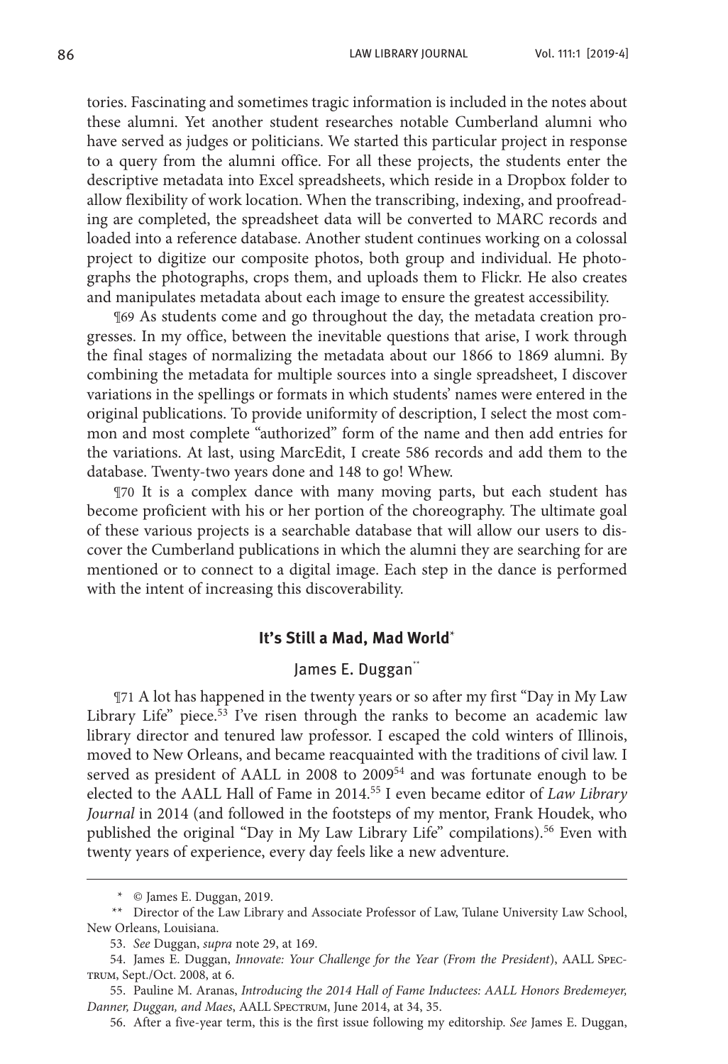tories. Fascinating and sometimes tragic information is included in the notes about these alumni. Yet another student researches notable Cumberland alumni who have served as judges or politicians. We started this particular project in response to a query from the alumni office. For all these projects, the students enter the descriptive metadata into Excel spreadsheets, which reside in a Dropbox folder to allow flexibility of work location. When the transcribing, indexing, and proofreading are completed, the spreadsheet data will be converted to MARC records and loaded into a reference database. Another student continues working on a colossal project to digitize our composite photos, both group and individual. He photographs the photographs, crops them, and uploads them to Flickr. He also creates and manipulates metadata about each image to ensure the greatest accessibility.

¶69 As students come and go throughout the day, the metadata creation progresses. In my office, between the inevitable questions that arise, I work through the final stages of normalizing the metadata about our 1866 to 1869 alumni. By combining the metadata for multiple sources into a single spreadsheet, I discover variations in the spellings or formats in which students' names were entered in the original publications. To provide uniformity of description, I select the most common and most complete "authorized" form of the name and then add entries for the variations. At last, using MarcEdit, I create 586 records and add them to the database. Twenty-two years done and 148 to go! Whew.

¶70 It is a complex dance with many moving parts, but each student has become proficient with his or her portion of the choreography. The ultimate goal of these various projects is a searchable database that will allow our users to discover the Cumberland publications in which the alumni they are searching for are mentioned or to connect to a digital image. Each step in the dance is performed with the intent of increasing this discoverability.

### It's Still a Mad, Mad World*

James E. Duggan**

¶71 A lot has happened in the twenty years or so after my first "Day in My Law Library Life" piece.[53] I've risen through the ranks to become an academic law library director and tenured law professor. I escaped the cold winters of Illinois, moved to New Orleans, and became reacquainted with the traditions of civil law. I served as president of AALL in 2008 to 2009[54] and was fortunate enough to be elected to the AALL Hall of Fame in 2014.[55] I even became editor of *Law Library Journal* in 2014 (and followed in the footsteps of my mentor, Frank Houdek, who published the original "Day in My Law Library Life" compilations).[56] Even with twenty years of experience, every day feels like a new adventure.

---

\* © James E. Duggan, 2019.

\*\* Director of the Law Library and Associate Professor of Law, Tulane University Law School, New Orleans, Louisiana.

53. *See* Duggan, *supra* note 29, at 169.

54. James E. Duggan, *Innovate: Your Challenge for the Year (From the President)*, AALL Spectrum, Sept./Oct. 2008, at 6.

55. Pauline M. Aranas, *Introducing the 2014 Hall of Fame Inductees: AALL Honors Bredemeyer, Danner, Duggan, and Maes*, AALL Spectrum, June 2014, at 34, 35.

56. After a five-year term, this is the first issue following my editorship. *See* James E. Duggan,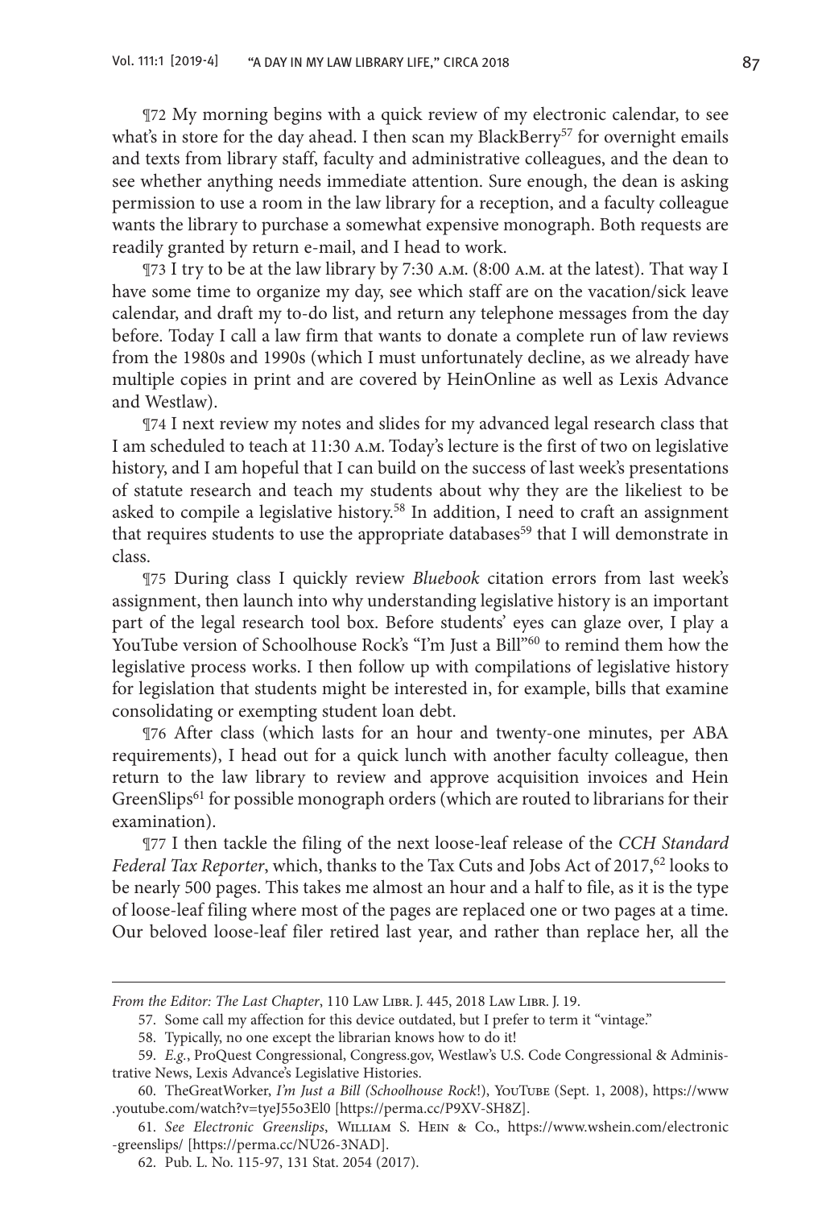¶72 My morning begins with a quick review of my electronic calendar, to see what's in store for the day ahead. I then scan my BlackBerry[57] for overnight emails and texts from library staff, faculty and administrative colleagues, and the dean to see whether anything needs immediate attention. Sure enough, the dean is asking permission to use a room in the law library for a reception, and a faculty colleague wants the library to purchase a somewhat expensive monograph. Both requests are readily granted by return e-mail, and I head to work.

¶73 I try to be at the law library by 7:30 A.M. (8:00 A.M. at the latest). That way I have some time to organize my day, see which staff are on the vacation/sick leave calendar, and draft my to-do list, and return any telephone messages from the day before. Today I call a law firm that wants to donate a complete run of law reviews from the 1980s and 1990s (which I must unfortunately decline, as we already have multiple copies in print and are covered by HeinOnline as well as Lexis Advance and Westlaw).

¶74 I next review my notes and slides for my advanced legal research class that I am scheduled to teach at 11:30 A.M. Today's lecture is the first of two on legislative history, and I am hopeful that I can build on the success of last week's presentations of statute research and teach my students about why they are the likeliest to be asked to compile a legislative history.[58] In addition, I need to craft an assignment that requires students to use the appropriate databases[59] that I will demonstrate in class.

¶75 During class I quickly review *Bluebook* citation errors from last week's assignment, then launch into why understanding legislative history is an important part of the legal research tool box. Before students' eyes can glaze over, I play a YouTube version of Schoolhouse Rock's "I'm Just a Bill"[60] to remind them how the legislative process works. I then follow up with compilations of legislative history for legislation that students might be interested in, for example, bills that examine consolidating or exempting student loan debt.

¶76 After class (which lasts for an hour and twenty-one minutes, per ABA requirements), I head out for a quick lunch with another faculty colleague, then return to the law library to review and approve acquisition invoices and Hein GreenSlips[61] for possible monograph orders (which are routed to librarians for their examination).

¶77 I then tackle the filing of the next loose-leaf release of the *CCH Standard Federal Tax Reporter*, which, thanks to the Tax Cuts and Jobs Act of 2017,[62] looks to be nearly 500 pages. This takes me almost an hour and a half to file, as it is the type of loose-leaf filing where most of the pages are replaced one or two pages at a time. Our beloved loose-leaf filer retired last year, and rather than replace her, all the

---

*From the Editor: The Last Chapter*, 110 LAW LIBR. J. 445, 2018 LAW LIBR. J. 19.

57. Some call my affection for this device outdated, but I prefer to term it "vintage."

58. Typically, no one except the librarian knows how to do it!

59. *E.g.*, ProQuest Congressional, Congress.gov, Westlaw's U.S. Code Congressional & Administrative News, Lexis Advance's Legislative Histories.

60. TheGreatWorker, *I'm Just a Bill (Schoolhouse Rock!)*, YOUTUBE (Sept. 1, 2008), https://www.youtube.com/watch?v=tyeJ55o3El0 [https://perma.cc/P9XV-SH8Z].

61. *See Electronic Greenslips*, WILLIAM S. HEIN & CO., https://www.wshein.com/electronic-greenslips/ [https://perma.cc/NU26-3NAD].

62. Pub. L. No. 115-97, 131 Stat. 2054 (2017).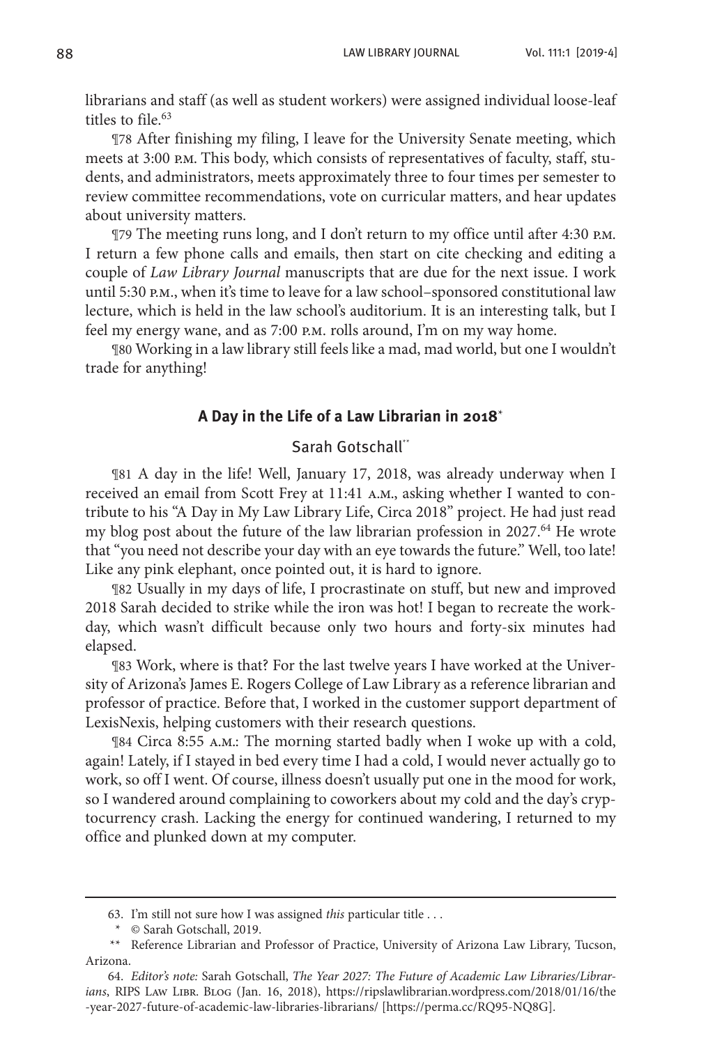librarians and staff (as well as student workers) were assigned individual loose-leaf titles to file.[63]

¶78 After finishing my filing, I leave for the University Senate meeting, which meets at 3:00 P.M. This body, which consists of representatives of faculty, staff, students, and administrators, meets approximately three to four times per semester to review committee recommendations, vote on curricular matters, and hear updates about university matters.

¶79 The meeting runs long, and I don't return to my office until after 4:30 P.M. I return a few phone calls and emails, then start on cite checking and editing a couple of *Law Library Journal* manuscripts that are due for the next issue. I work until 5:30 P.M., when it's time to leave for a law school–sponsored constitutional law lecture, which is held in the law school's auditorium. It is an interesting talk, but I feel my energy wane, and as 7:00 P.M. rolls around, I'm on my way home.

¶80 Working in a law library still feels like a mad, mad world, but one I wouldn't trade for anything!

## A Day in the Life of a Law Librarian in 2018*

Sarah Gotschall**

¶81 A day in the life! Well, January 17, 2018, was already underway when I received an email from Scott Frey at 11:41 A.M., asking whether I wanted to contribute to his "A Day in My Law Library Life, Circa 2018" project. He had just read my blog post about the future of the law librarian profession in 2027.[64] He wrote that "you need not describe your day with an eye towards the future." Well, too late! Like any pink elephant, once pointed out, it is hard to ignore.

¶82 Usually in my days of life, I procrastinate on stuff, but new and improved 2018 Sarah decided to strike while the iron was hot! I began to recreate the workday, which wasn't difficult because only two hours and forty-six minutes had elapsed.

¶83 Work, where is that? For the last twelve years I have worked at the University of Arizona's James E. Rogers College of Law Library as a reference librarian and professor of practice. Before that, I worked in the customer support department of LexisNexis, helping customers with their research questions.

¶84 Circa 8:55 A.M.: The morning started badly when I woke up with a cold, again! Lately, if I stayed in bed every time I had a cold, I would never actually go to work, so off I went. Of course, illness doesn't usually put one in the mood for work, so I wandered around complaining to coworkers about my cold and the day's cryptocurrency crash. Lacking the energy for continued wandering, I returned to my office and plunked down at my computer.

---

63. I'm still not sure how I was assigned *this* particular title . . .

\* © Sarah Gotschall, 2019.

\*\* Reference Librarian and Professor of Practice, University of Arizona Law Library, Tucson, Arizona.

64. *Editor's note:* Sarah Gotschall, *The Year 2027: The Future of Academic Law Libraries/Librarians*, RIPS Law Libr. Blog (Jan. 16, 2018), https://ripslawlibrarian.wordpress.com/2018/01/16/the-year-2027-future-of-academic-law-libraries-librarians/ [https://perma.cc/RQ95-NQ8G].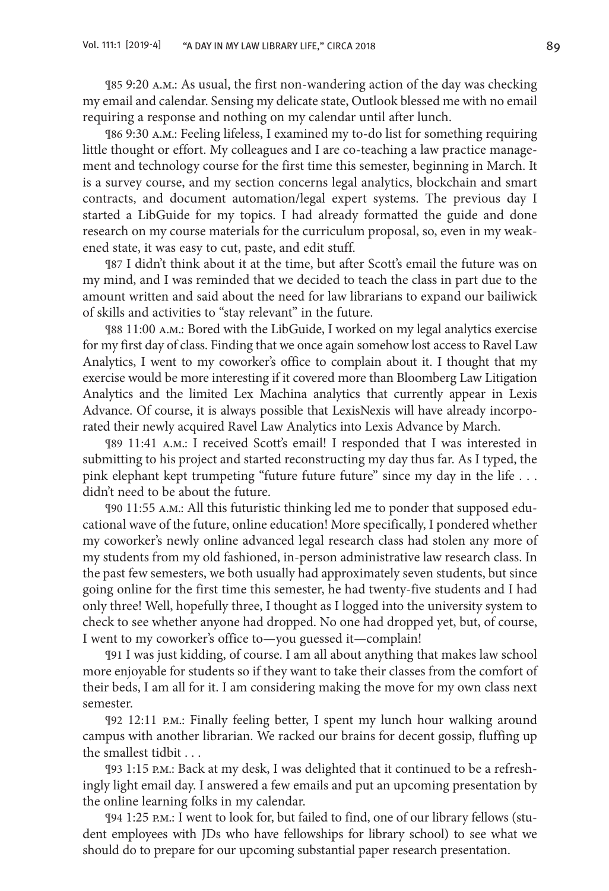¶85 9:20 A.M.: As usual, the first non-wandering action of the day was checking my email and calendar. Sensing my delicate state, Outlook blessed me with no email requiring a response and nothing on my calendar until after lunch.

¶86 9:30 A.M.: Feeling lifeless, I examined my to-do list for something requiring little thought or effort. My colleagues and I are co-teaching a law practice management and technology course for the first time this semester, beginning in March. It is a survey course, and my section concerns legal analytics, blockchain and smart contracts, and document automation/legal expert systems. The previous day I started a LibGuide for my topics. I had already formatted the guide and done research on my course materials for the curriculum proposal, so, even in my weakened state, it was easy to cut, paste, and edit stuff.

¶87 I didn't think about it at the time, but after Scott's email the future was on my mind, and I was reminded that we decided to teach the class in part due to the amount written and said about the need for law librarians to expand our bailiwick of skills and activities to "stay relevant" in the future.

¶88 11:00 A.M.: Bored with the LibGuide, I worked on my legal analytics exercise for my first day of class. Finding that we once again somehow lost access to Ravel Law Analytics, I went to my coworker's office to complain about it. I thought that my exercise would be more interesting if it covered more than Bloomberg Law Litigation Analytics and the limited Lex Machina analytics that currently appear in Lexis Advance. Of course, it is always possible that LexisNexis will have already incorporated their newly acquired Ravel Law Analytics into Lexis Advance by March.

¶89 11:41 A.M.: I received Scott's email! I responded that I was interested in submitting to his project and started reconstructing my day thus far. As I typed, the pink elephant kept trumpeting "future future future" since my day in the life . . . didn't need to be about the future.

¶90 11:55 A.M.: All this futuristic thinking led me to ponder that supposed educational wave of the future, online education! More specifically, I pondered whether my coworker's newly online advanced legal research class had stolen any more of my students from my old fashioned, in-person administrative law research class. In the past few semesters, we both usually had approximately seven students, but since going online for the first time this semester, he had twenty-five students and I had only three! Well, hopefully three, I thought as I logged into the university system to check to see whether anyone had dropped. No one had dropped yet, but, of course, I went to my coworker's office to—you guessed it—complain!

¶91 I was just kidding, of course. I am all about anything that makes law school more enjoyable for students so if they want to take their classes from the comfort of their beds, I am all for it. I am considering making the move for my own class next semester.

¶92 12:11 P.M.: Finally feeling better, I spent my lunch hour walking around campus with another librarian. We racked our brains for decent gossip, fluffing up the smallest tidbit . . .

¶93 1:15 P.M.: Back at my desk, I was delighted that it continued to be a refreshingly light email day. I answered a few emails and put an upcoming presentation by the online learning folks in my calendar.

¶94 1:25 P.M.: I went to look for, but failed to find, one of our library fellows (student employees with JDs who have fellowships for library school) to see what we should do to prepare for our upcoming substantial paper research presentation.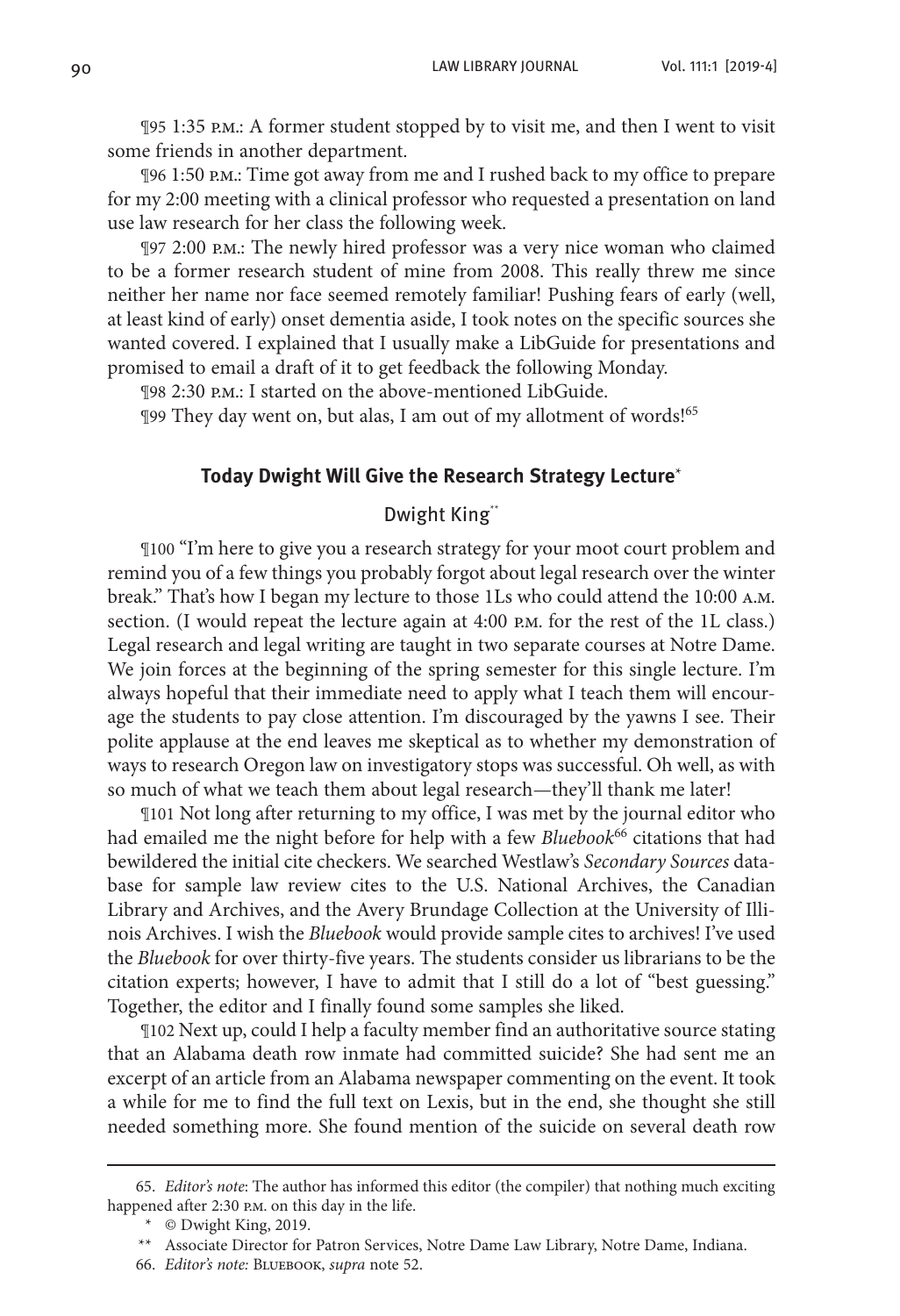¶95 1:35 P.M.: A former student stopped by to visit me, and then I went to visit some friends in another department.

¶96 1:50 P.M.: Time got away from me and I rushed back to my office to prepare for my 2:00 meeting with a clinical professor who requested a presentation on land use law research for her class the following week.

¶97 2:00 P.M.: The newly hired professor was a very nice woman who claimed to be a former research student of mine from 2008. This really threw me since neither her name nor face seemed remotely familiar! Pushing fears of early (well, at least kind of early) onset dementia aside, I took notes on the specific sources she wanted covered. I explained that I usually make a LibGuide for presentations and promised to email a draft of it to get feedback the following Monday.

¶98 2:30 P.M.: I started on the above-mentioned LibGuide.

¶99 They day went on, but alas, I am out of my allotment of words![65]

## Today Dwight Will Give the Research Strategy Lecture*

### Dwight King**

¶100 "I'm here to give you a research strategy for your moot court problem and remind you of a few things you probably forgot about legal research over the winter break." That's how I began my lecture to those 1Ls who could attend the 10:00 A.M. section. (I would repeat the lecture again at 4:00 P.M. for the rest of the 1L class.) Legal research and legal writing are taught in two separate courses at Notre Dame. We join forces at the beginning of the spring semester for this single lecture. I'm always hopeful that their immediate need to apply what I teach them will encourage the students to pay close attention. I'm discouraged by the yawns I see. Their polite applause at the end leaves me skeptical as to whether my demonstration of ways to research Oregon law on investigatory stops was successful. Oh well, as with so much of what we teach them about legal research—they'll thank me later!

¶101 Not long after returning to my office, I was met by the journal editor who had emailed me the night before for help with a few *Bluebook*[66] citations that had bewildered the initial cite checkers. We searched Westlaw's *Secondary Sources* database for sample law review cites to the U.S. National Archives, the Canadian Library and Archives, and the Avery Brundage Collection at the University of Illinois Archives. I wish the *Bluebook* would provide sample cites to archives! I've used the *Bluebook* for over thirty-five years. The students consider us librarians to be the citation experts; however, I have to admit that I still do a lot of "best guessing." Together, the editor and I finally found some samples she liked.

¶102 Next up, could I help a faculty member find an authoritative source stating that an Alabama death row inmate had committed suicide? She had sent me an excerpt of an article from an Alabama newspaper commenting on the event. It took a while for me to find the full text on Lexis, but in the end, she thought she still needed something more. She found mention of the suicide on several death row

---

65. *Editor's note*: The author has informed this editor (the compiler) that nothing much exciting happened after 2:30 P.M. on this day in the life.

\* © Dwight King, 2019.

\*\* Associate Director for Patron Services, Notre Dame Law Library, Notre Dame, Indiana.

66. *Editor's note:* BLUEBOOK, *supra* note 52.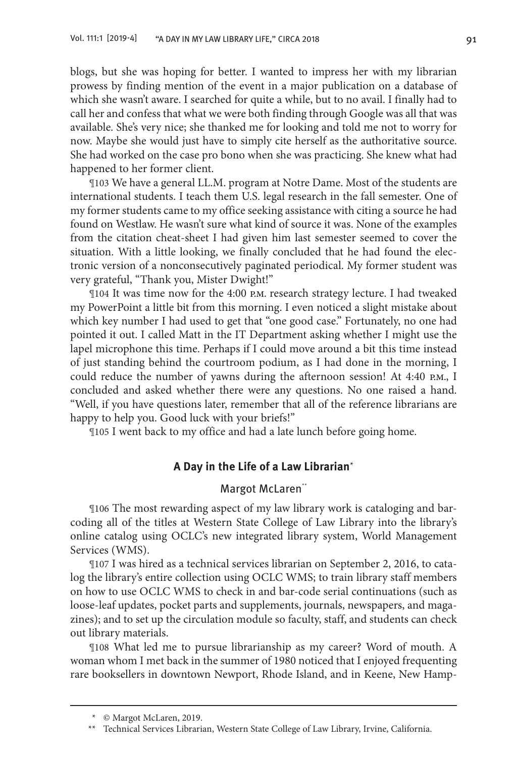blogs, but she was hoping for better. I wanted to impress her with my librarian prowess by finding mention of the event in a major publication on a database of which she wasn't aware. I searched for quite a while, but to no avail. I finally had to call her and confess that what we were both finding through Google was all that was available. She's very nice; she thanked me for looking and told me not to worry for now. Maybe she would just have to simply cite herself as the authoritative source. She had worked on the case pro bono when she was practicing. She knew what had happened to her former client.

¶103 We have a general LL.M. program at Notre Dame. Most of the students are international students. I teach them U.S. legal research in the fall semester. One of my former students came to my office seeking assistance with citing a source he had found on Westlaw. He wasn't sure what kind of source it was. None of the examples from the citation cheat-sheet I had given him last semester seemed to cover the situation. With a little looking, we finally concluded that he had found the electronic version of a nonconsecutively paginated periodical. My former student was very grateful, "Thank you, Mister Dwight!"

¶104 It was time now for the 4:00 P.M. research strategy lecture. I had tweaked my PowerPoint a little bit from this morning. I even noticed a slight mistake about which key number I had used to get that "one good case." Fortunately, no one had pointed it out. I called Matt in the IT Department asking whether I might use the lapel microphone this time. Perhaps if I could move around a bit this time instead of just standing behind the courtroom podium, as I had done in the morning, I could reduce the number of yawns during the afternoon session! At 4:40 P.M., I concluded and asked whether there were any questions. No one raised a hand. "Well, if you have questions later, remember that all of the reference librarians are happy to help you. Good luck with your briefs!"

¶105 I went back to my office and had a late lunch before going home.

## A Day in the Life of a Law Librarian*

### Margot McLaren**

¶106 The most rewarding aspect of my law library work is cataloging and barcoding all of the titles at Western State College of Law Library into the library's online catalog using OCLC's new integrated library system, World Management Services (WMS).

¶107 I was hired as a technical services librarian on September 2, 2016, to catalog the library's entire collection using OCLC WMS; to train library staff members on how to use OCLC WMS to check in and bar-code serial continuations (such as loose-leaf updates, pocket parts and supplements, journals, newspapers, and magazines); and to set up the circulation module so faculty, staff, and students can check out library materials.

¶108 What led me to pursue librarianship as my career? Word of mouth. A woman whom I met back in the summer of 1980 noticed that I enjoyed frequenting rare booksellers in downtown Newport, Rhode Island, and in Keene, New Hamp-

\* © Margot McLaren, 2019.

\*\* Technical Services Librarian, Western State College of Law Library, Irvine, California.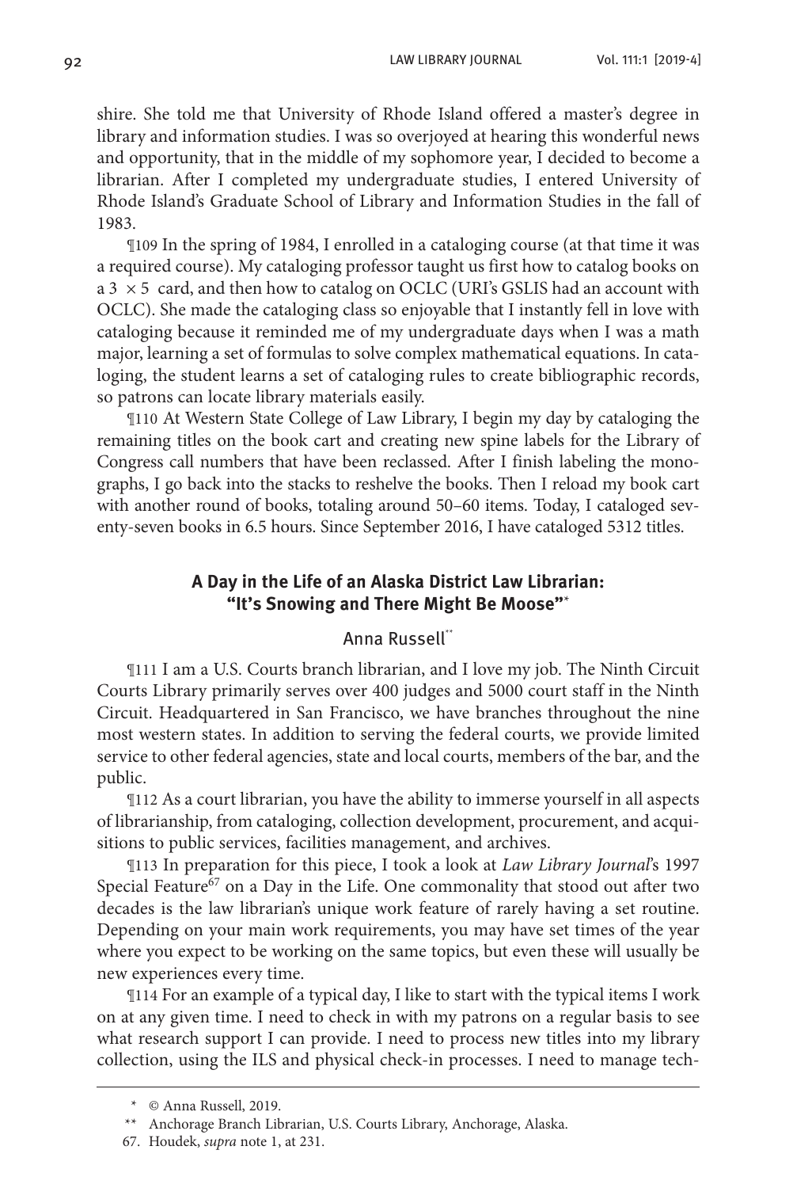shire. She told me that University of Rhode Island offered a master's degree in library and information studies. I was so overjoyed at hearing this wonderful news and opportunity, that in the middle of my sophomore year, I decided to become a librarian. After I completed my undergraduate studies, I entered University of Rhode Island's Graduate School of Library and Information Studies in the fall of 1983.

¶109 In the spring of 1984, I enrolled in a cataloging course (at that time it was a required course). My cataloging professor taught us first how to catalog books on a 3 × 5 card, and then how to catalog on OCLC (URI's GSLIS had an account with OCLC). She made the cataloging class so enjoyable that I instantly fell in love with cataloging because it reminded me of my undergraduate days when I was a math major, learning a set of formulas to solve complex mathematical equations. In cataloging, the student learns a set of cataloging rules to create bibliographic records, so patrons can locate library materials easily.

¶110 At Western State College of Law Library, I begin my day by cataloging the remaining titles on the book cart and creating new spine labels for the Library of Congress call numbers that have been reclassed. After I finish labeling the monographs, I go back into the stacks to reshelve the books. Then I reload my book cart with another round of books, totaling around 50–60 items. Today, I cataloged seventy-seven books in 6.5 hours. Since September 2016, I have cataloged 5312 titles.

### A Day in the Life of an Alaska District Law Librarian: "It's Snowing and There Might Be Moose"*

Anna Russell**

¶111 I am a U.S. Courts branch librarian, and I love my job. The Ninth Circuit Courts Library primarily serves over 400 judges and 5000 court staff in the Ninth Circuit. Headquartered in San Francisco, we have branches throughout the nine most western states. In addition to serving the federal courts, we provide limited service to other federal agencies, state and local courts, members of the bar, and the public.

¶112 As a court librarian, you have the ability to immerse yourself in all aspects of librarianship, from cataloging, collection development, procurement, and acquisitions to public services, facilities management, and archives.

¶113 In preparation for this piece, I took a look at *Law Library Journal*'s 1997 Special Feature[67] on a Day in the Life. One commonality that stood out after two decades is the law librarian's unique work feature of rarely having a set routine. Depending on your main work requirements, you may have set times of the year where you expect to be working on the same topics, but even these will usually be new experiences every time.

¶114 For an example of a typical day, I like to start with the typical items I work on at any given time. I need to check in with my patrons on a regular basis to see what research support I can provide. I need to process new titles into my library collection, using the ILS and physical check-in processes. I need to manage tech-

---

\* © Anna Russell, 2019.

\*\* Anchorage Branch Librarian, U.S. Courts Library, Anchorage, Alaska.

67. Houdek, *supra* note 1, at 231.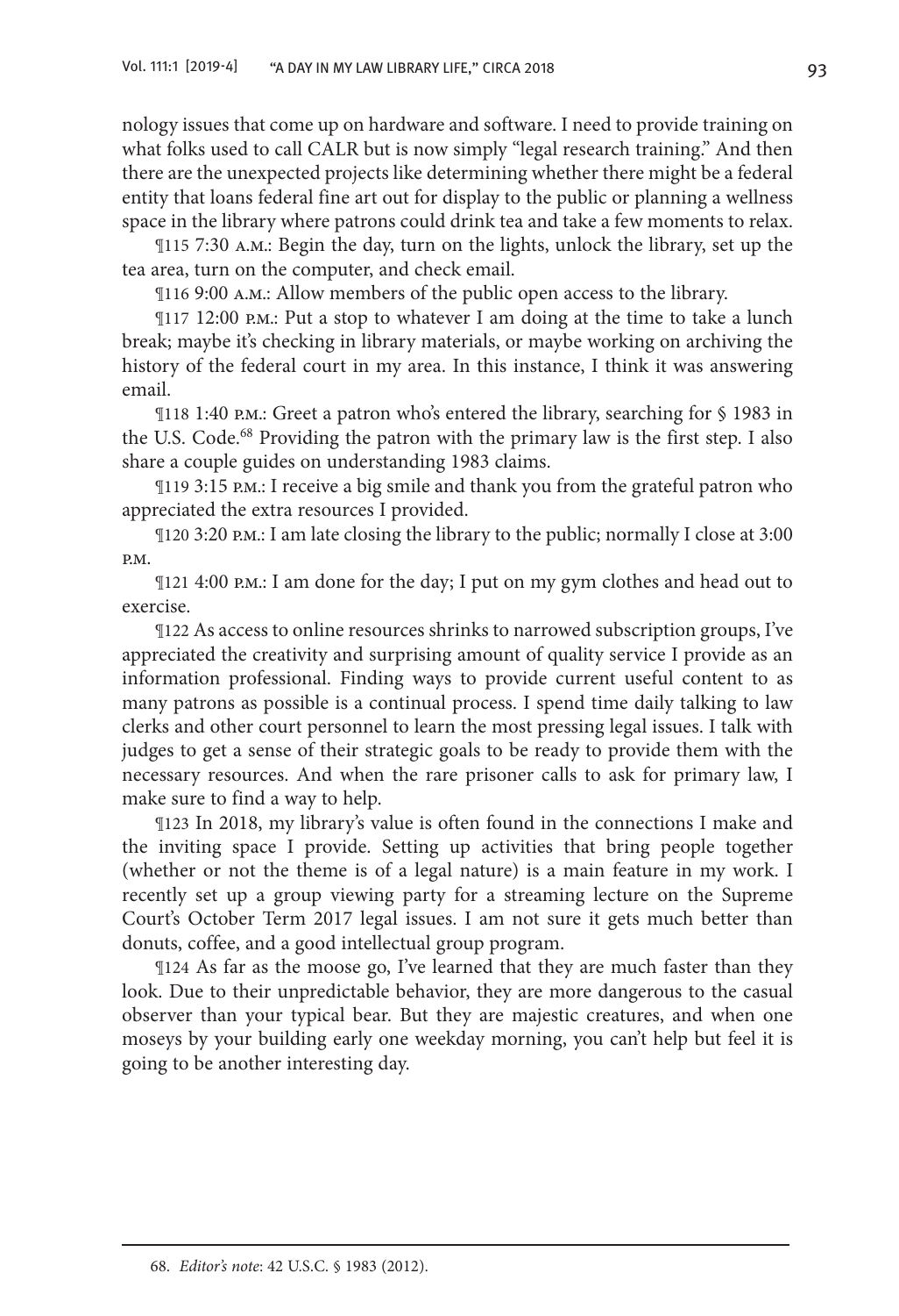nology issues that come up on hardware and software. I need to provide training on what folks used to call CALR but is now simply "legal research training." And then there are the unexpected projects like determining whether there might be a federal entity that loans federal fine art out for display to the public or planning a wellness space in the library where patrons could drink tea and take a few moments to relax.

¶115 7:30 A.M.: Begin the day, turn on the lights, unlock the library, set up the tea area, turn on the computer, and check email.

¶116 9:00 A.M.: Allow members of the public open access to the library.

¶117 12:00 P.M.: Put a stop to whatever I am doing at the time to take a lunch break; maybe it's checking in library materials, or maybe working on archiving the history of the federal court in my area. In this instance, I think it was answering email.

¶118 1:40 P.M.: Greet a patron who's entered the library, searching for § 1983 in the U.S. Code.[68] Providing the patron with the primary law is the first step. I also share a couple guides on understanding 1983 claims.

¶119 3:15 P.M.: I receive a big smile and thank you from the grateful patron who appreciated the extra resources I provided.

¶120 3:20 P.M.: I am late closing the library to the public; normally I close at 3:00 P.M.

¶121 4:00 P.M.: I am done for the day; I put on my gym clothes and head out to exercise.

¶122 As access to online resources shrinks to narrowed subscription groups, I've appreciated the creativity and surprising amount of quality service I provide as an information professional. Finding ways to provide current useful content to as many patrons as possible is a continual process. I spend time daily talking to law clerks and other court personnel to learn the most pressing legal issues. I talk with judges to get a sense of their strategic goals to be ready to provide them with the necessary resources. And when the rare prisoner calls to ask for primary law, I make sure to find a way to help.

¶123 In 2018, my library's value is often found in the connections I make and the inviting space I provide. Setting up activities that bring people together (whether or not the theme is of a legal nature) is a main feature in my work. I recently set up a group viewing party for a streaming lecture on the Supreme Court's October Term 2017 legal issues. I am not sure it gets much better than donuts, coffee, and a good intellectual group program.

¶124 As far as the moose go, I've learned that they are much faster than they look. Due to their unpredictable behavior, they are more dangerous to the casual observer than your typical bear. But they are majestic creatures, and when one moseys by your building early one weekday morning, you can't help but feel it is going to be another interesting day.

---

68. *Editor's note*: 42 U.S.C. § 1983 (2012).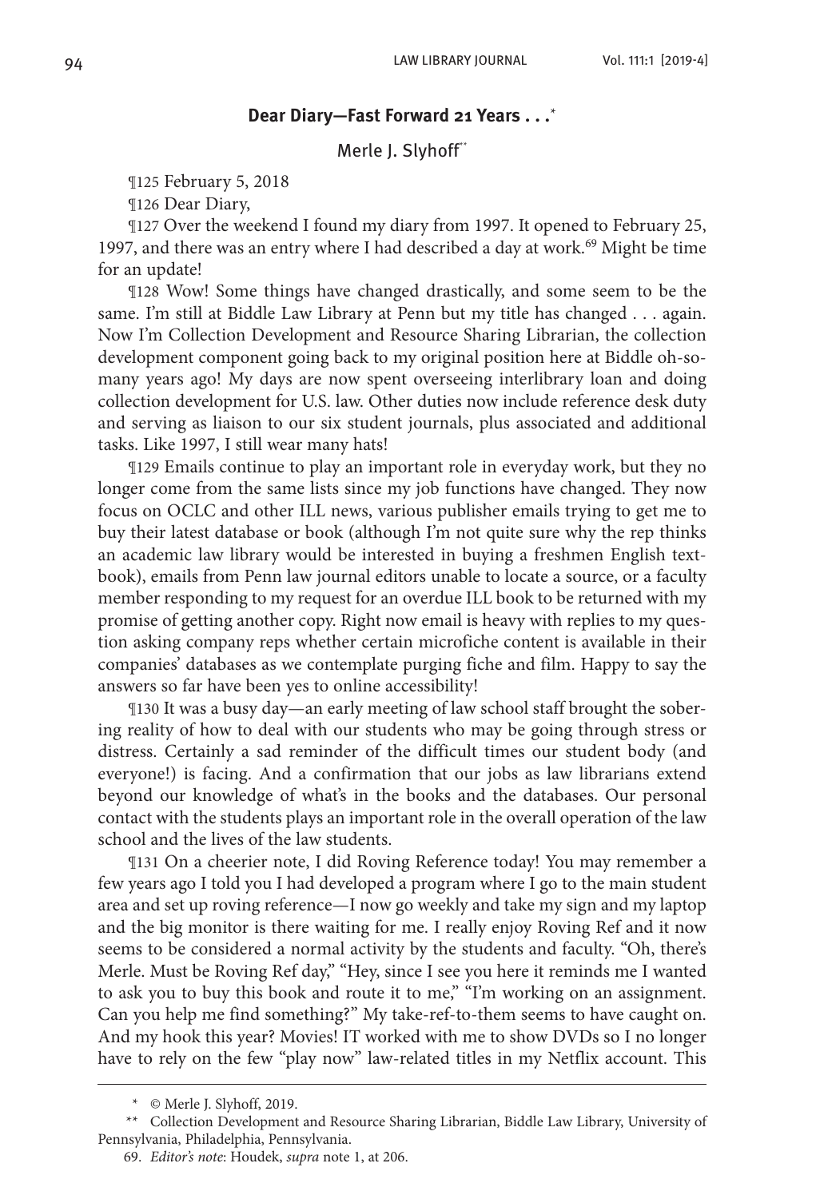## Dear Diary—Fast Forward 21 Years . . .*

Merle J. Slyhoff**

¶125 February 5, 2018

¶126 Dear Diary,

¶127 Over the weekend I found my diary from 1997. It opened to February 25, 1997, and there was an entry where I had described a day at work.[69] Might be time for an update!

¶128 Wow! Some things have changed drastically, and some seem to be the same. I'm still at Biddle Law Library at Penn but my title has changed . . . again. Now I'm Collection Development and Resource Sharing Librarian, the collection development component going back to my original position here at Biddle oh-so-many years ago! My days are now spent overseeing interlibrary loan and doing collection development for U.S. law. Other duties now include reference desk duty and serving as liaison to our six student journals, plus associated and additional tasks. Like 1997, I still wear many hats!

¶129 Emails continue to play an important role in everyday work, but they no longer come from the same lists since my job functions have changed. They now focus on OCLC and other ILL news, various publisher emails trying to get me to buy their latest database or book (although I'm not quite sure why the rep thinks an academic law library would be interested in buying a freshmen English textbook), emails from Penn law journal editors unable to locate a source, or a faculty member responding to my request for an overdue ILL book to be returned with my promise of getting another copy. Right now email is heavy with replies to my question asking company reps whether certain microfiche content is available in their companies' databases as we contemplate purging fiche and film. Happy to say the answers so far have been yes to online accessibility!

¶130 It was a busy day—an early meeting of law school staff brought the sobering reality of how to deal with our students who may be going through stress or distress. Certainly a sad reminder of the difficult times our student body (and everyone!) is facing. And a confirmation that our jobs as law librarians extend beyond our knowledge of what's in the books and the databases. Our personal contact with the students plays an important role in the overall operation of the law school and the lives of the law students.

¶131 On a cheerier note, I did Roving Reference today! You may remember a few years ago I told you I had developed a program where I go to the main student area and set up roving reference—I now go weekly and take my sign and my laptop and the big monitor is there waiting for me. I really enjoy Roving Ref and it now seems to be considered a normal activity by the students and faculty. "Oh, there's Merle. Must be Roving Ref day," "Hey, since I see you here it reminds me I wanted to ask you to buy this book and route it to me," "I'm working on an assignment. Can you help me find something?" My take-ref-to-them seems to have caught on. And my hook this year? Movies! IT worked with me to show DVDs so I no longer have to rely on the few "play now" law-related titles in my Netflix account. This

---

\* © Merle J. Slyhoff, 2019.

\*\* Collection Development and Resource Sharing Librarian, Biddle Law Library, University of Pennsylvania, Philadelphia, Pennsylvania.

69. *Editor's note*: Houdek, *supra* note 1, at 206.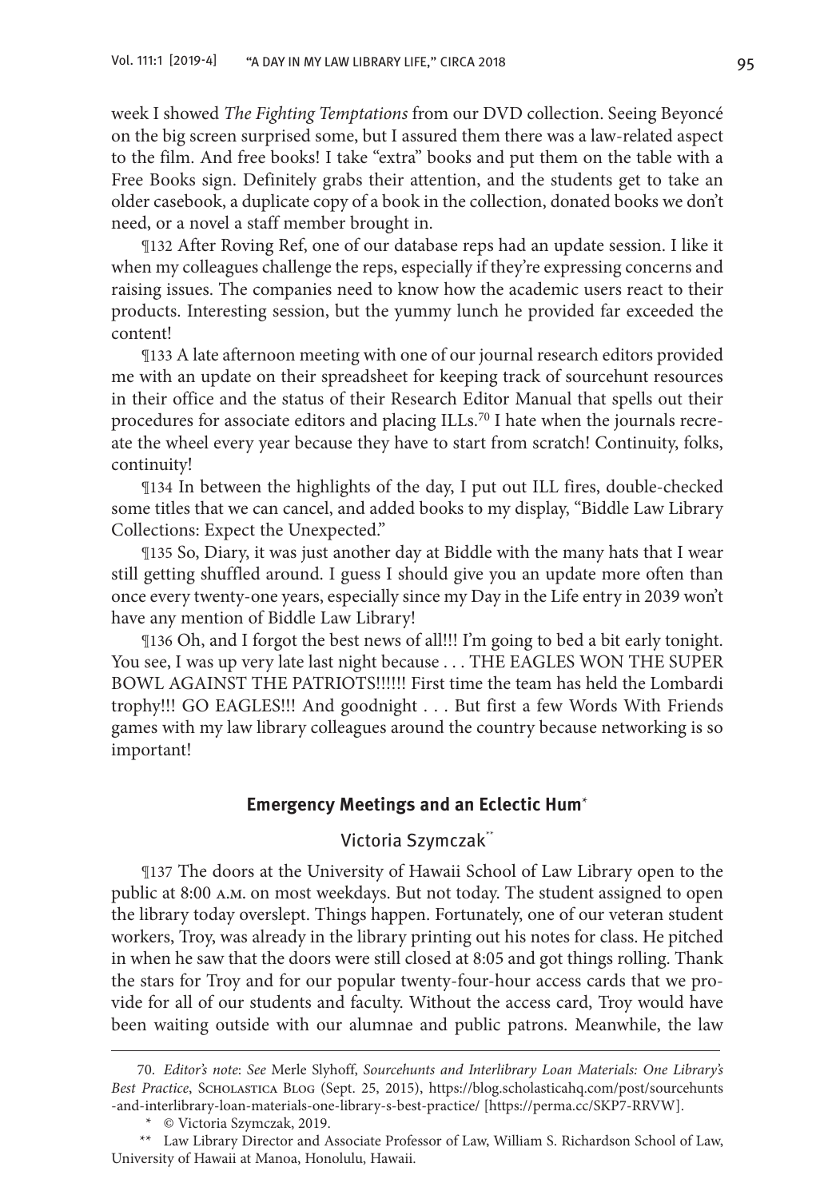week I showed *The Fighting Temptations* from our DVD collection. Seeing Beyoncé on the big screen surprised some, but I assured them there was a law-related aspect to the film. And free books! I take "extra" books and put them on the table with a Free Books sign. Definitely grabs their attention, and the students get to take an older casebook, a duplicate copy of a book in the collection, donated books we don't need, or a novel a staff member brought in.

¶132 After Roving Ref, one of our database reps had an update session. I like it when my colleagues challenge the reps, especially if they're expressing concerns and raising issues. The companies need to know how the academic users react to their products. Interesting session, but the yummy lunch he provided far exceeded the content!

¶133 A late afternoon meeting with one of our journal research editors provided me with an update on their spreadsheet for keeping track of sourcehunt resources in their office and the status of their Research Editor Manual that spells out their procedures for associate editors and placing ILLs.[70] I hate when the journals recreate the wheel every year because they have to start from scratch! Continuity, folks, continuity!

¶134 In between the highlights of the day, I put out ILL fires, double-checked some titles that we can cancel, and added books to my display, "Biddle Law Library Collections: Expect the Unexpected."

¶135 So, Diary, it was just another day at Biddle with the many hats that I wear still getting shuffled around. I guess I should give you an update more often than once every twenty-one years, especially since my Day in the Life entry in 2039 won't have any mention of Biddle Law Library!

¶136 Oh, and I forgot the best news of all!!! I'm going to bed a bit early tonight. You see, I was up very late last night because . . . THE EAGLES WON THE SUPER BOWL AGAINST THE PATRIOTS!!!!!! First time the team has held the Lombardi trophy!!! GO EAGLES!!! And goodnight . . . But first a few Words With Friends games with my law library colleagues around the country because networking is so important!

### Emergency Meetings and an Eclectic Hum*

Victoria Szymczak**

¶137 The doors at the University of Hawaii School of Law Library open to the public at 8:00 A.M. on most weekdays. But not today. The student assigned to open the library today overslept. Things happen. Fortunately, one of our veteran student workers, Troy, was already in the library printing out his notes for class. He pitched in when he saw that the doors were still closed at 8:05 and got things rolling. Thank the stars for Troy and for our popular twenty-four-hour access cards that we provide for all of our students and faculty. Without the access card, Troy would have been waiting outside with our alumnae and public patrons. Meanwhile, the law

---

70. *Editor's note*: *See* Merle Slyhoff, *Sourcehunts and Interlibrary Loan Materials: One Library's Best Practice*, Scholastica Blog (Sept. 25, 2015), https://blog.scholasticahq.com/post/sourcehunts-and-interlibrary-loan-materials-one-library-s-best-practice/ [https://perma.cc/SKP7-RRVW].

\* © Victoria Szymczak, 2019.

\*\* Law Library Director and Associate Professor of Law, William S. Richardson School of Law, University of Hawaii at Manoa, Honolulu, Hawaii.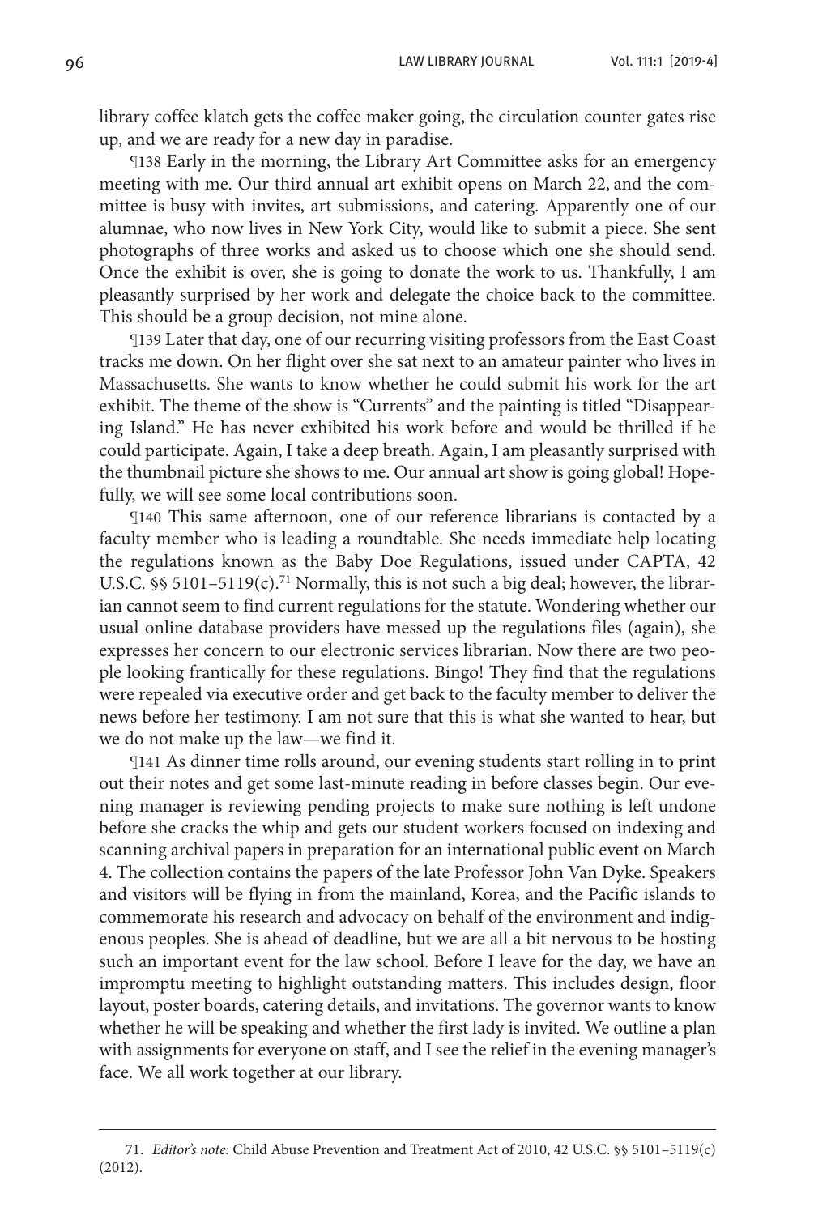library coffee klatch gets the coffee maker going, the circulation counter gates rise up, and we are ready for a new day in paradise.

¶138 Early in the morning, the Library Art Committee asks for an emergency meeting with me. Our third annual art exhibit opens on March 22, and the committee is busy with invites, art submissions, and catering. Apparently one of our alumnae, who now lives in New York City, would like to submit a piece. She sent photographs of three works and asked us to choose which one she should send. Once the exhibit is over, she is going to donate the work to us. Thankfully, I am pleasantly surprised by her work and delegate the choice back to the committee. This should be a group decision, not mine alone.

¶139 Later that day, one of our recurring visiting professors from the East Coast tracks me down. On her flight over she sat next to an amateur painter who lives in Massachusetts. She wants to know whether he could submit his work for the art exhibit. The theme of the show is "Currents" and the painting is titled "Disappearing Island." He has never exhibited his work before and would be thrilled if he could participate. Again, I take a deep breath. Again, I am pleasantly surprised with the thumbnail picture she shows to me. Our annual art show is going global! Hopefully, we will see some local contributions soon.

¶140 This same afternoon, one of our reference librarians is contacted by a faculty member who is leading a roundtable. She needs immediate help locating the regulations known as the Baby Doe Regulations, issued under CAPTA, 42 U.S.C. §§ 5101–5119(c).[71] Normally, this is not such a big deal; however, the librarian cannot seem to find current regulations for the statute. Wondering whether our usual online database providers have messed up the regulations files (again), she expresses her concern to our electronic services librarian. Now there are two people looking frantically for these regulations. Bingo! They find that the regulations were repealed via executive order and get back to the faculty member to deliver the news before her testimony. I am not sure that this is what she wanted to hear, but we do not make up the law—we find it.

¶141 As dinner time rolls around, our evening students start rolling in to print out their notes and get some last-minute reading in before classes begin. Our evening manager is reviewing pending projects to make sure nothing is left undone before she cracks the whip and gets our student workers focused on indexing and scanning archival papers in preparation for an international public event on March 4. The collection contains the papers of the late Professor John Van Dyke. Speakers and visitors will be flying in from the mainland, Korea, and the Pacific islands to commemorate his research and advocacy on behalf of the environment and indigenous peoples. She is ahead of deadline, but we are all a bit nervous to be hosting such an important event for the law school. Before I leave for the day, we have an impromptu meeting to highlight outstanding matters. This includes design, floor layout, poster boards, catering details, and invitations. The governor wants to know whether he will be speaking and whether the first lady is invited. We outline a plan with assignments for everyone on staff, and I see the relief in the evening manager's face. We all work together at our library.

---

71. *Editor's note:* Child Abuse Prevention and Treatment Act of 2010, 42 U.S.C. §§ 5101–5119(c) (2012).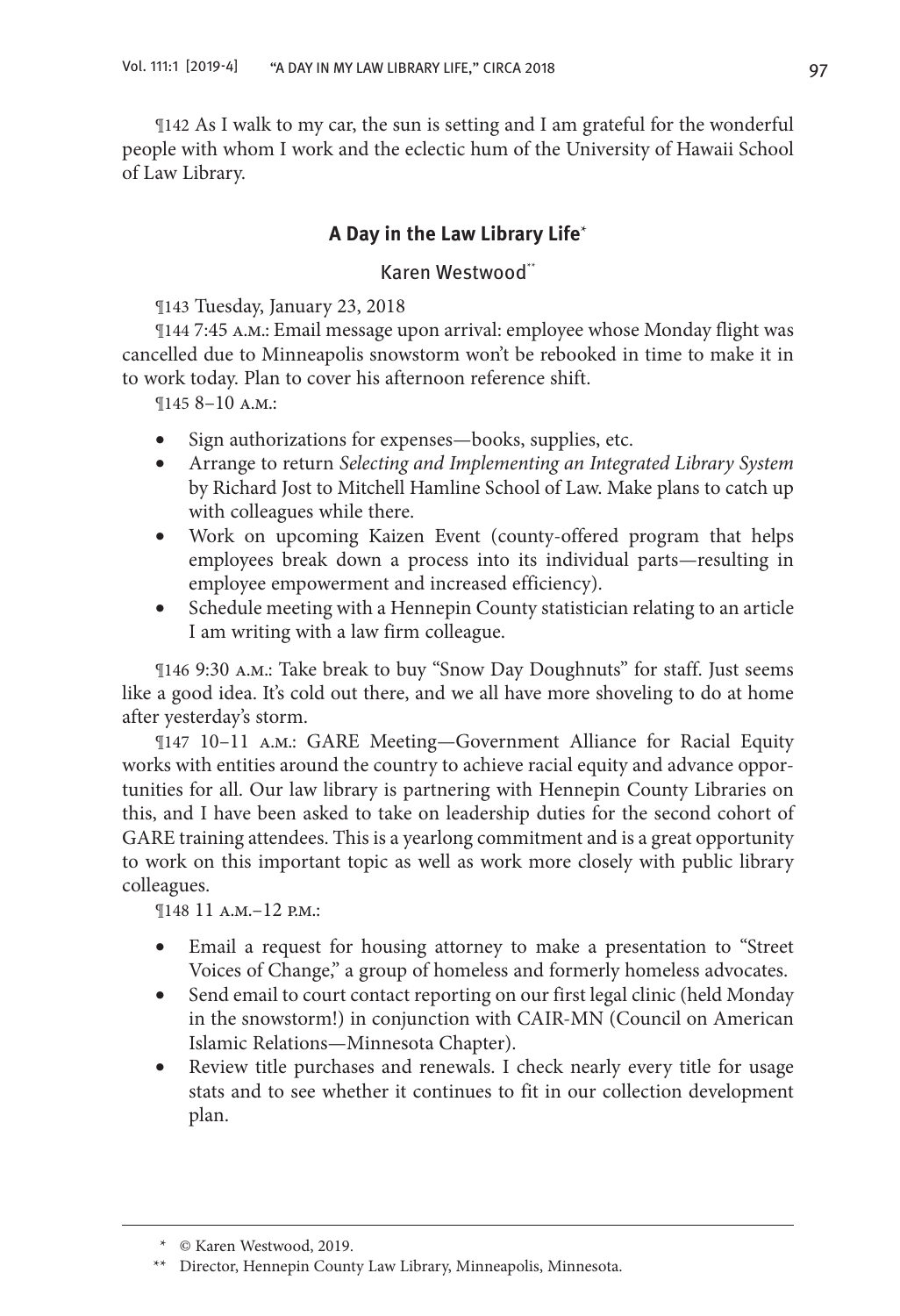¶142 As I walk to my car, the sun is setting and I am grateful for the wonderful people with whom I work and the eclectic hum of the University of Hawaii School of Law Library.

## A Day in the Law Library Life*

Karen Westwood**

¶143 Tuesday, January 23, 2018

¶144 7:45 A.M.: Email message upon arrival: employee whose Monday flight was cancelled due to Minneapolis snowstorm won't be rebooked in time to make it in to work today. Plan to cover his afternoon reference shift.

¶145 8–10 A.M.:

- Sign authorizations for expenses—books, supplies, etc.
- Arrange to return *Selecting and Implementing an Integrated Library System* by Richard Jost to Mitchell Hamline School of Law. Make plans to catch up with colleagues while there.
- Work on upcoming Kaizen Event (county-offered program that helps employees break down a process into its individual parts—resulting in employee empowerment and increased efficiency).
- Schedule meeting with a Hennepin County statistician relating to an article I am writing with a law firm colleague.

¶146 9:30 A.M.: Take break to buy "Snow Day Doughnuts" for staff. Just seems like a good idea. It's cold out there, and we all have more shoveling to do at home after yesterday's storm.

¶147 10–11 A.M.: GARE Meeting—Government Alliance for Racial Equity works with entities around the country to achieve racial equity and advance opportunities for all. Our law library is partnering with Hennepin County Libraries on this, and I have been asked to take on leadership duties for the second cohort of GARE training attendees. This is a yearlong commitment and is a great opportunity to work on this important topic as well as work more closely with public library colleagues.

¶148 11 A.M.–12 P.M.:

- Email a request for housing attorney to make a presentation to "Street Voices of Change," a group of homeless and formerly homeless advocates.
- Send email to court contact reporting on our first legal clinic (held Monday in the snowstorm!) in conjunction with CAIR-MN (Council on American Islamic Relations—Minnesota Chapter).
- Review title purchases and renewals. I check nearly every title for usage stats and to see whether it continues to fit in our collection development plan.

---

\* © Karen Westwood, 2019.

\*\* Director, Hennepin County Law Library, Minneapolis, Minnesota.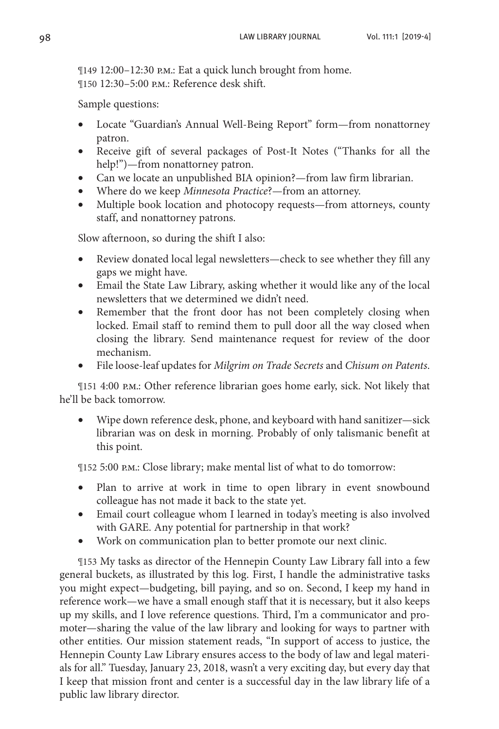¶149 12:00–12:30 P.M.: Eat a quick lunch brought from home.

¶150 12:30–5:00 P.M.: Reference desk shift.

Sample questions:

- Locate "Guardian's Annual Well-Being Report" form—from nonattorney patron.
- Receive gift of several packages of Post-It Notes ("Thanks for all the help!")—from nonattorney patron.
- Can we locate an unpublished BIA opinion?—from law firm librarian.
- Where do we keep *Minnesota Practice*?—from an attorney.
- Multiple book location and photocopy requests—from attorneys, county staff, and nonattorney patrons.

Slow afternoon, so during the shift I also:

- Review donated local legal newsletters—check to see whether they fill any gaps we might have.
- Email the State Law Library, asking whether it would like any of the local newsletters that we determined we didn't need.
- Remember that the front door has not been completely closing when locked. Email staff to remind them to pull door all the way closed when closing the library. Send maintenance request for review of the door mechanism.
- File loose-leaf updates for *Milgrim on Trade Secrets* and *Chisum on Patents*.

¶151 4:00 P.M.: Other reference librarian goes home early, sick. Not likely that he'll be back tomorrow.

- Wipe down reference desk, phone, and keyboard with hand sanitizer—sick librarian was on desk in morning. Probably of only talismanic benefit at this point.

¶152 5:00 P.M.: Close library; make mental list of what to do tomorrow:

- Plan to arrive at work in time to open library in event snowbound colleague has not made it back to the state yet.
- Email court colleague whom I learned in today's meeting is also involved with GARE. Any potential for partnership in that work?
- Work on communication plan to better promote our next clinic.

¶153 My tasks as director of the Hennepin County Law Library fall into a few general buckets, as illustrated by this log. First, I handle the administrative tasks you might expect—budgeting, bill paying, and so on. Second, I keep my hand in reference work—we have a small enough staff that it is necessary, but it also keeps up my skills, and I love reference questions. Third, I'm a communicator and promoter—sharing the value of the law library and looking for ways to partner with other entities. Our mission statement reads, "In support of access to justice, the Hennepin County Law Library ensures access to the body of law and legal materials for all." Tuesday, January 23, 2018, wasn't a very exciting day, but every day that I keep that mission front and center is a successful day in the law library life of a public law library director.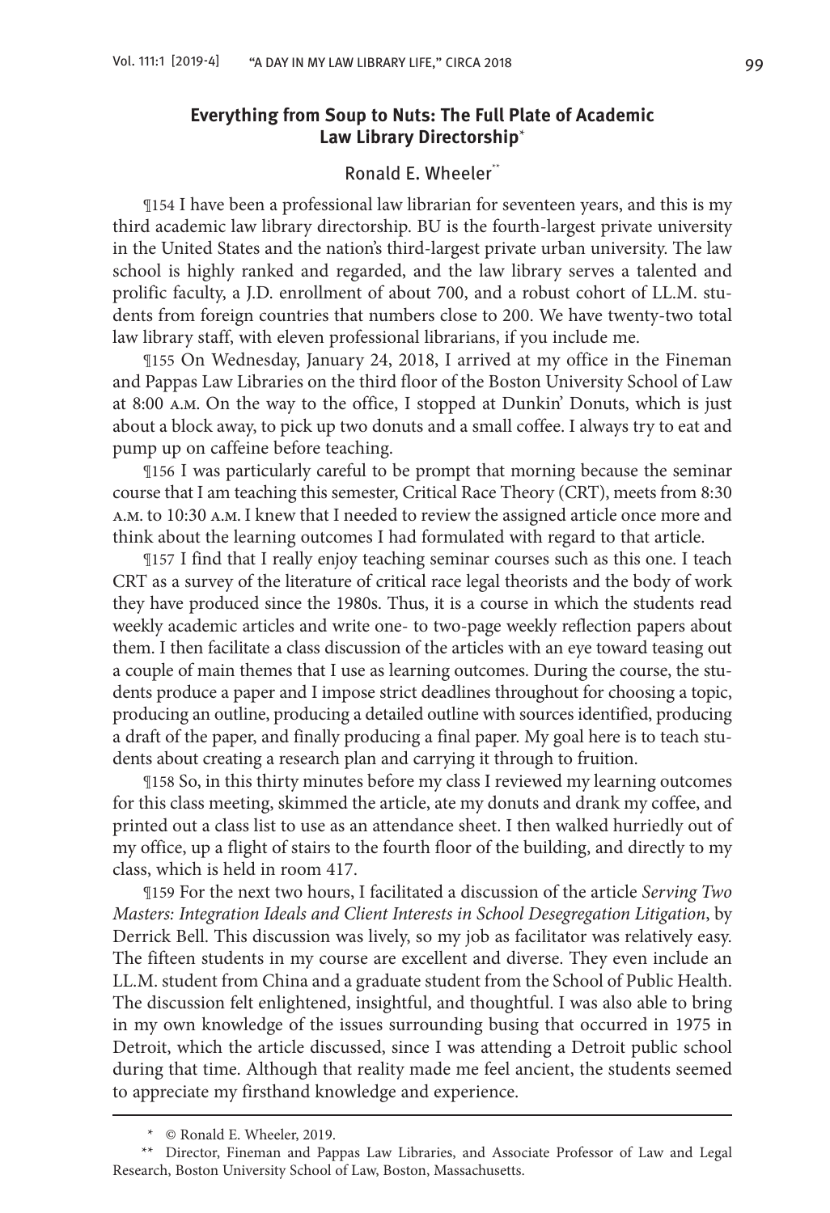## Everything from Soup to Nuts: The Full Plate of Academic Law Library Directorship*

Ronald E. Wheeler**

¶154 I have been a professional law librarian for seventeen years, and this is my third academic law library directorship. BU is the fourth-largest private university in the United States and the nation's third-largest private urban university. The law school is highly ranked and regarded, and the law library serves a talented and prolific faculty, a J.D. enrollment of about 700, and a robust cohort of LL.M. students from foreign countries that numbers close to 200. We have twenty-two total law library staff, with eleven professional librarians, if you include me.

¶155 On Wednesday, January 24, 2018, I arrived at my office in the Fineman and Pappas Law Libraries on the third floor of the Boston University School of Law at 8:00 A.M. On the way to the office, I stopped at Dunkin' Donuts, which is just about a block away, to pick up two donuts and a small coffee. I always try to eat and pump up on caffeine before teaching.

¶156 I was particularly careful to be prompt that morning because the seminar course that I am teaching this semester, Critical Race Theory (CRT), meets from 8:30 A.M. to 10:30 A.M. I knew that I needed to review the assigned article once more and think about the learning outcomes I had formulated with regard to that article.

¶157 I find that I really enjoy teaching seminar courses such as this one. I teach CRT as a survey of the literature of critical race legal theorists and the body of work they have produced since the 1980s. Thus, it is a course in which the students read weekly academic articles and write one- to two-page weekly reflection papers about them. I then facilitate a class discussion of the articles with an eye toward teasing out a couple of main themes that I use as learning outcomes. During the course, the students produce a paper and I impose strict deadlines throughout for choosing a topic, producing an outline, producing a detailed outline with sources identified, producing a draft of the paper, and finally producing a final paper. My goal here is to teach students about creating a research plan and carrying it through to fruition.

¶158 So, in this thirty minutes before my class I reviewed my learning outcomes for this class meeting, skimmed the article, ate my donuts and drank my coffee, and printed out a class list to use as an attendance sheet. I then walked hurriedly out of my office, up a flight of stairs to the fourth floor of the building, and directly to my class, which is held in room 417.

¶159 For the next two hours, I facilitated a discussion of the article *Serving Two Masters: Integration Ideals and Client Interests in School Desegregation Litigation*, by Derrick Bell. This discussion was lively, so my job as facilitator was relatively easy. The fifteen students in my course are excellent and diverse. They even include an LL.M. student from China and a graduate student from the School of Public Health. The discussion felt enlightened, insightful, and thoughtful. I was also able to bring in my own knowledge of the issues surrounding busing that occurred in 1975 in Detroit, which the article discussed, since I was attending a Detroit public school during that time. Although that reality made me feel ancient, the students seemed to appreciate my firsthand knowledge and experience.

---

\* © Ronald E. Wheeler, 2019.

\*\* Director, Fineman and Pappas Law Libraries, and Associate Professor of Law and Legal Research, Boston University School of Law, Boston, Massachusetts.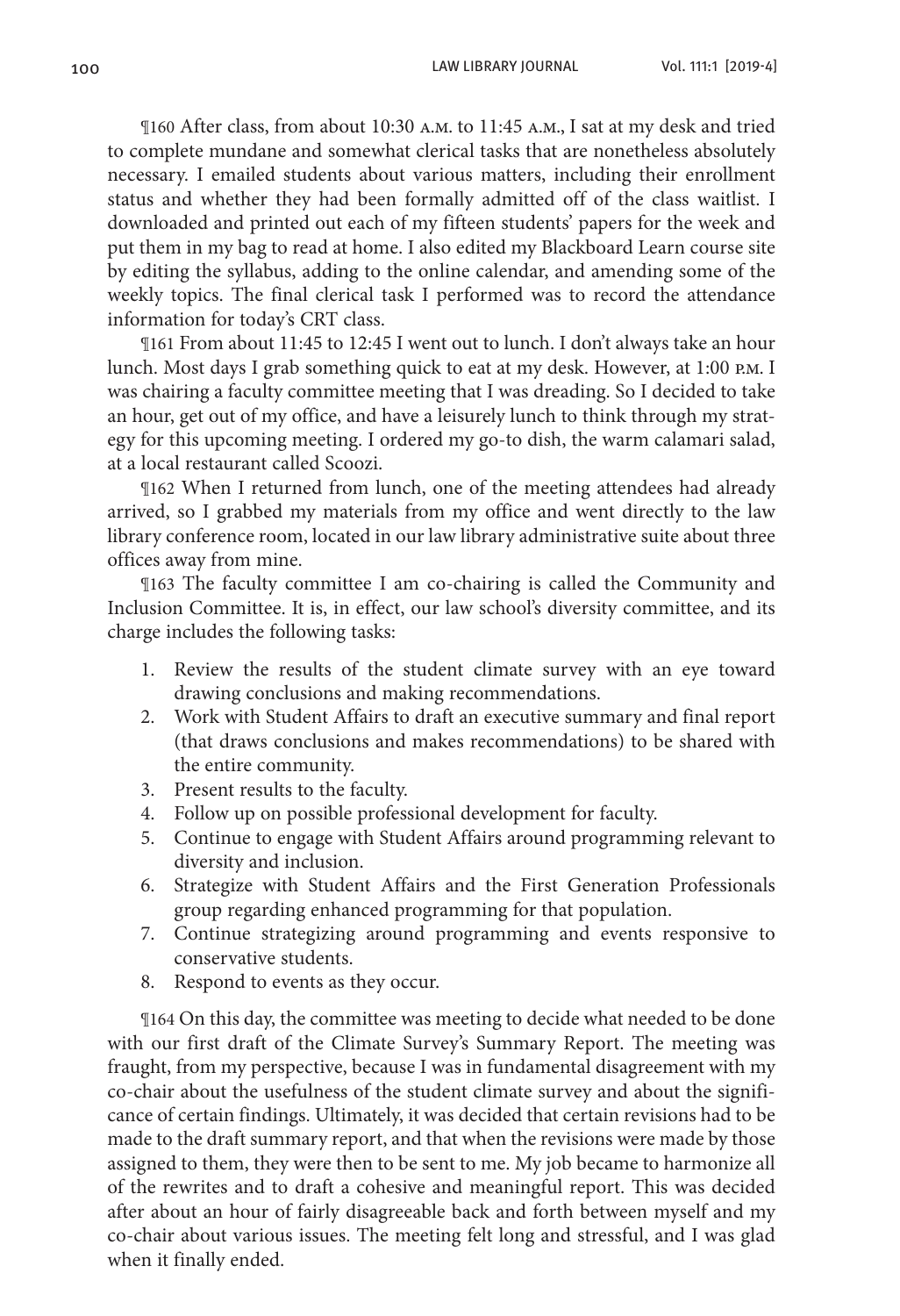¶160 After class, from about 10:30 A.M. to 11:45 A.M., I sat at my desk and tried to complete mundane and somewhat clerical tasks that are nonetheless absolutely necessary. I emailed students about various matters, including their enrollment status and whether they had been formally admitted off of the class waitlist. I downloaded and printed out each of my fifteen students' papers for the week and put them in my bag to read at home. I also edited my Blackboard Learn course site by editing the syllabus, adding to the online calendar, and amending some of the weekly topics. The final clerical task I performed was to record the attendance information for today's CRT class.

¶161 From about 11:45 to 12:45 I went out to lunch. I don't always take an hour lunch. Most days I grab something quick to eat at my desk. However, at 1:00 P.M. I was chairing a faculty committee meeting that I was dreading. So I decided to take an hour, get out of my office, and have a leisurely lunch to think through my strategy for this upcoming meeting. I ordered my go-to dish, the warm calamari salad, at a local restaurant called Scoozi.

¶162 When I returned from lunch, one of the meeting attendees had already arrived, so I grabbed my materials from my office and went directly to the law library conference room, located in our law library administrative suite about three offices away from mine.

¶163 The faculty committee I am co-chairing is called the Community and Inclusion Committee. It is, in effect, our law school's diversity committee, and its charge includes the following tasks:

1. Review the results of the student climate survey with an eye toward drawing conclusions and making recommendations.
2. Work with Student Affairs to draft an executive summary and final report (that draws conclusions and makes recommendations) to be shared with the entire community.
3. Present results to the faculty.
4. Follow up on possible professional development for faculty.
5. Continue to engage with Student Affairs around programming relevant to diversity and inclusion.
6. Strategize with Student Affairs and the First Generation Professionals group regarding enhanced programming for that population.
7. Continue strategizing around programming and events responsive to conservative students.
8. Respond to events as they occur.

¶164 On this day, the committee was meeting to decide what needed to be done with our first draft of the Climate Survey's Summary Report. The meeting was fraught, from my perspective, because I was in fundamental disagreement with my co-chair about the usefulness of the student climate survey and about the significance of certain findings. Ultimately, it was decided that certain revisions had to be made to the draft summary report, and that when the revisions were made by those assigned to them, they were then to be sent to me. My job became to harmonize all of the rewrites and to draft a cohesive and meaningful report. This was decided after about an hour of fairly disagreeable back and forth between myself and my co-chair about various issues. The meeting felt long and stressful, and I was glad when it finally ended.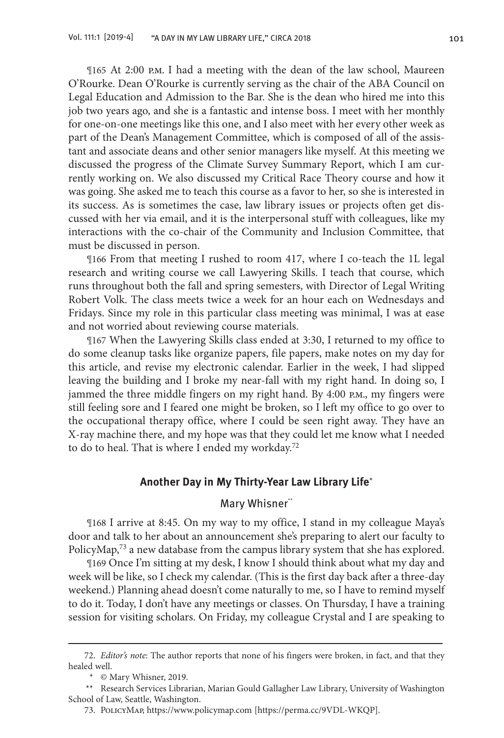¶165 At 2:00 P.M. I had a meeting with the dean of the law school, Maureen O'Rourke. Dean O'Rourke is currently serving as the chair of the ABA Council on Legal Education and Admission to the Bar. She is the dean who hired me into this job two years ago, and she is a fantastic and intense boss. I meet with her monthly for one-on-one meetings like this one, and I also meet with her every other week as part of the Dean's Management Committee, which is composed of all of the assistant and associate deans and other senior managers like myself. At this meeting we discussed the progress of the Climate Survey Summary Report, which I am currently working on. We also discussed my Critical Race Theory course and how it was going. She asked me to teach this course as a favor to her, so she is interested in its success. As is sometimes the case, law library issues or projects often get discussed with her via email, and it is the interpersonal stuff with colleagues, like my interactions with the co-chair of the Community and Inclusion Committee, that must be discussed in person.

¶166 From that meeting I rushed to room 417, where I co-teach the 1L legal research and writing course we call Lawyering Skills. I teach that course, which runs throughout both the fall and spring semesters, with Director of Legal Writing Robert Volk. The class meets twice a week for an hour each on Wednesdays and Fridays. Since my role in this particular class meeting was minimal, I was at ease and not worried about reviewing course materials.

¶167 When the Lawyering Skills class ended at 3:30, I returned to my office to do some cleanup tasks like organize papers, file papers, make notes on my day for this article, and revise my electronic calendar. Earlier in the week, I had slipped leaving the building and I broke my near-fall with my right hand. In doing so, I jammed the three middle fingers on my right hand. By 4:00 P.M., my fingers were still feeling sore and I feared one might be broken, so I left my office to go over to the occupational therapy office, where I could be seen right away. They have an X-ray machine there, and my hope was that they could let me know what I needed to do to heal. That is where I ended my workday.[72]

## Another Day in My Thirty-Year Law Library Life[*]

### Mary Whisner[**]

¶168 I arrive at 8:45. On my way to my office, I stand in my colleague Maya's door and talk to her about an announcement she's preparing to alert our faculty to PolicyMap,[73] a new database from the campus library system that she has explored.

¶169 Once I'm sitting at my desk, I know I should think about what my day and week will be like, so I check my calendar. (This is the first day back after a three-day weekend.) Planning ahead doesn't come naturally to me, so I have to remind myself to do it. Today, I don't have any meetings or classes. On Thursday, I have a training session for visiting scholars. On Friday, my colleague Crystal and I are speaking to

---

72. *Editor's note*: The author reports that none of his fingers were broken, in fact, and that they healed well.

\* © Mary Whisner, 2019.

\*\* Research Services Librarian, Marian Gould Gallagher Law Library, University of Washington School of Law, Seattle, Washington.

73. PolicyMap, https://www.policymap.com [https://perma.cc/9VDL-WKQP].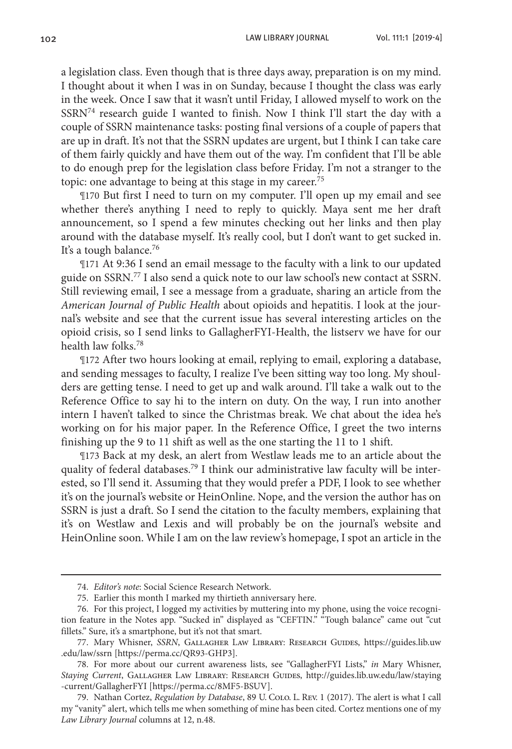a legislation class. Even though that is three days away, preparation is on my mind. I thought about it when I was in on Sunday, because I thought the class was early in the week. Once I saw that it wasn't until Friday, I allowed myself to work on the SSRN[74] research guide I wanted to finish. Now I think I'll start the day with a couple of SSRN maintenance tasks: posting final versions of a couple of papers that are up in draft. It's not that the SSRN updates are urgent, but I think I can take care of them fairly quickly and have them out of the way. I'm confident that I'll be able to do enough prep for the legislation class before Friday. I'm not a stranger to the topic: one advantage to being at this stage in my career.[75]

¶170 But first I need to turn on my computer. I'll open up my email and see whether there's anything I need to reply to quickly. Maya sent me her draft announcement, so I spend a few minutes checking out her links and then play around with the database myself. It's really cool, but I don't want to get sucked in. It's a tough balance.[76]

¶171 At 9:36 I send an email message to the faculty with a link to our updated guide on SSRN.[77] I also send a quick note to our law school's new contact at SSRN. Still reviewing email, I see a message from a graduate, sharing an article from the *American Journal of Public Health* about opioids and hepatitis. I look at the journal's website and see that the current issue has several interesting articles on the opioid crisis, so I send links to GallagherFYI-Health, the listserv we have for our health law folks.[78]

¶172 After two hours looking at email, replying to email, exploring a database, and sending messages to faculty, I realize I've been sitting way too long. My shoulders are getting tense. I need to get up and walk around. I'll take a walk out to the Reference Office to say hi to the intern on duty. On the way, I run into another intern I haven't talked to since the Christmas break. We chat about the idea he's working on for his major paper. In the Reference Office, I greet the two interns finishing up the 9 to 11 shift as well as the one starting the 11 to 1 shift.

¶173 Back at my desk, an alert from Westlaw leads me to an article about the quality of federal databases.[79] I think our administrative law faculty will be interested, so I'll send it. Assuming that they would prefer a PDF, I look to see whether it's on the journal's website or HeinOnline. Nope, and the version the author has on SSRN is just a draft. So I send the citation to the faculty members, explaining that it's on Westlaw and Lexis and will probably be on the journal's website and HeinOnline soon. While I am on the law review's homepage, I spot an article in the

---

74. *Editor's note*: Social Science Research Network.

75. Earlier this month I marked my thirtieth anniversary here.

76. For this project, I logged my activities by muttering into my phone, using the voice recognition feature in the Notes app. "Sucked in" displayed as "CEFTIN." "Tough balance" came out "cut fillets." Sure, it's a smartphone, but it's not that smart.

77. Mary Whisner, *SSRN*, Gallagher Law Library: Research Guides, https://guides.lib.uw.edu/law/ssrn [https://perma.cc/QR93-GHP3].

78. For more about our current awareness lists, see "GallagherFYI Lists," *in* Mary Whisner, *Staying Current*, Gallagher Law Library: Research Guides, http://guides.lib.uw.edu/law/staying-current/GallagherFYI [https://perma.cc/8MF5-BSUV].

79. Nathan Cortez, *Regulation by Database*, 89 U. Colo. L. Rev. 1 (2017). The alert is what I call my "vanity" alert, which tells me when something of mine has been cited. Cortez mentions one of my *Law Library Journal* columns at 12, n.48.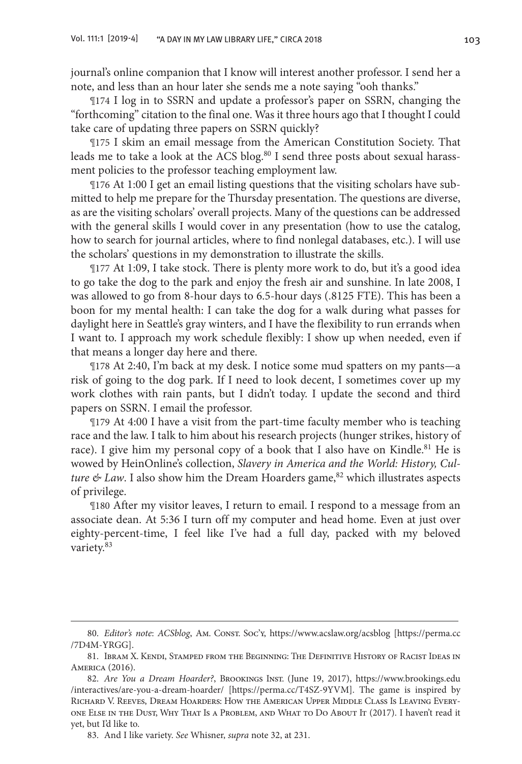journal's online companion that I know will interest another professor. I send her a note, and less than an hour later she sends me a note saying "ooh thanks."

¶174 I log in to SSRN and update a professor's paper on SSRN, changing the "forthcoming" citation to the final one. Was it three hours ago that I thought I could take care of updating three papers on SSRN quickly?

¶175 I skim an email message from the American Constitution Society. That leads me to take a look at the ACS blog.[80] I send three posts about sexual harassment policies to the professor teaching employment law.

¶176 At 1:00 I get an email listing questions that the visiting scholars have submitted to help me prepare for the Thursday presentation. The questions are diverse, as are the visiting scholars' overall projects. Many of the questions can be addressed with the general skills I would cover in any presentation (how to use the catalog, how to search for journal articles, where to find nonlegal databases, etc.). I will use the scholars' questions in my demonstration to illustrate the skills.

¶177 At 1:09, I take stock. There is plenty more work to do, but it's a good idea to go take the dog to the park and enjoy the fresh air and sunshine. In late 2008, I was allowed to go from 8-hour days to 6.5-hour days (.8125 FTE). This has been a boon for my mental health: I can take the dog for a walk during what passes for daylight here in Seattle's gray winters, and I have the flexibility to run errands when I want to. I approach my work schedule flexibly: I show up when needed, even if that means a longer day here and there.

¶178 At 2:40, I'm back at my desk. I notice some mud spatters on my pants—a risk of going to the dog park. If I need to look decent, I sometimes cover up my work clothes with rain pants, but I didn't today. I update the second and third papers on SSRN. I email the professor.

¶179 At 4:00 I have a visit from the part-time faculty member who is teaching race and the law. I talk to him about his research projects (hunger strikes, history of race). I give him my personal copy of a book that I also have on Kindle.[81] He is wowed by HeinOnline's collection, *Slavery in America and the World: History, Culture & Law*. I also show him the Dream Hoarders game,[82] which illustrates aspects of privilege.

¶180 After my visitor leaves, I return to email. I respond to a message from an associate dean. At 5:36 I turn off my computer and head home. Even at just over eighty-percent-time, I feel like I've had a full day, packed with my beloved variety.[83]

---

80. *Editor's note*: *ACSblog*, Am. Const. Soc'y, https://www.acslaw.org/acsblog [https://perma.cc/7D4M-YRGG].

81. Ibram X. Kendi, Stamped from the Beginning: The Definitive History of Racist Ideas in America (2016).

82. *Are You a Dream Hoarder?*, Brookings Inst. (June 19, 2017), https://www.brookings.edu/interactives/are-you-a-dream-hoarder/ [https://perma.cc/T4SZ-9YVM]. The game is inspired by Richard V. Reeves, Dream Hoarders: How the American Upper Middle Class Is Leaving Everyone Else in the Dust, Why That Is a Problem, and What to Do About It (2017). I haven't read it yet, but I'd like to.

83. And I like variety. *See* Whisner, *supra* note 32, at 231.